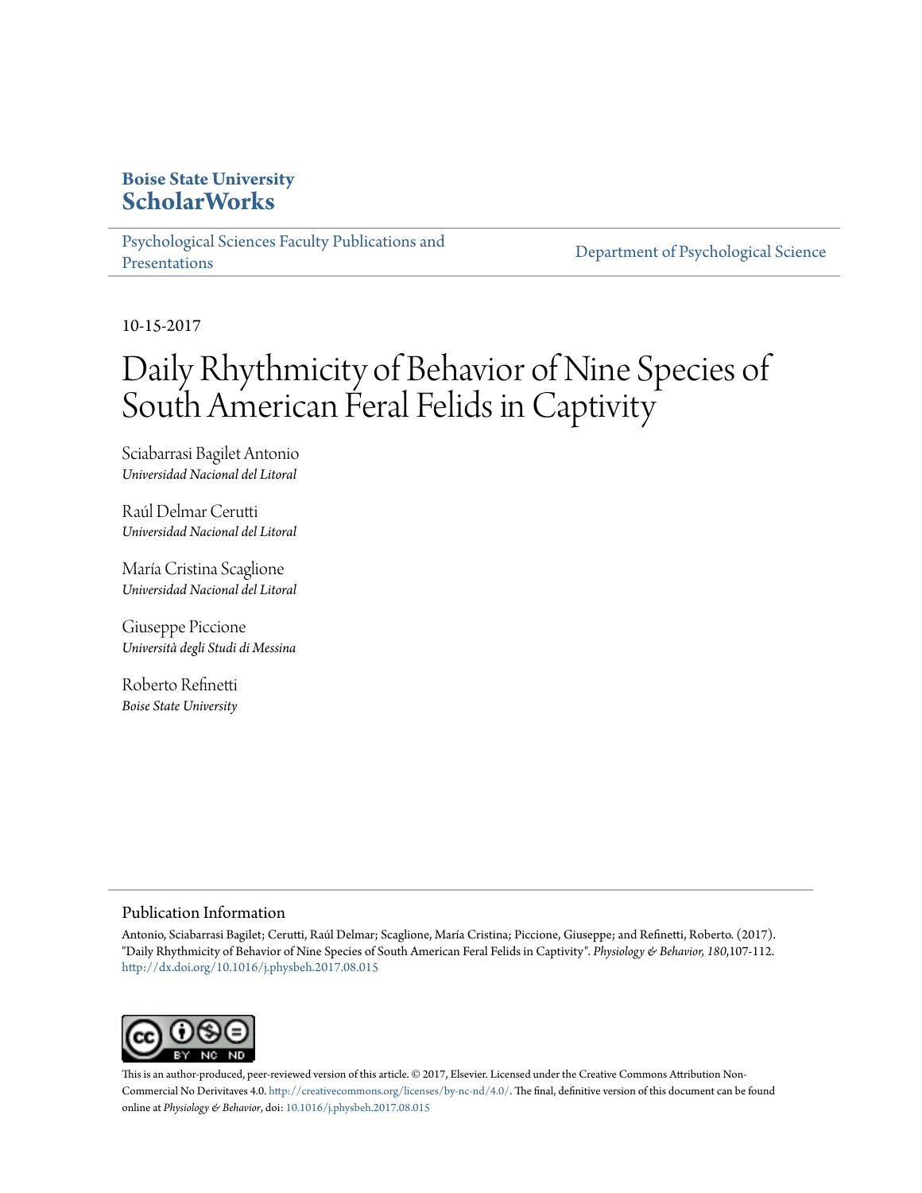**Boise State University**
**ScholarWorks**

Psychological Sciences Faculty Publications and Presentations | Department of Psychological Science

10-15-2017

# Daily Rhythmicity of Behavior of Nine Species of South American Feral Felids in Captivity

Sciabarrasi Bagilet Antonio
*Universidad Nacional del Litoral*

Raúl Delmar Cerutti
*Universidad Nacional del Litoral*

María Cristina Scaglione
*Universidad Nacional del Litoral*

Giuseppe Piccione
*Università degli Studi di Messina*

Roberto Refinetti
*Boise State University*

## Publication Information

Antonio, Sciabarrasi Bagilet; Cerutti, Raúl Delmar; Scaglione, María Cristina; Piccione, Giuseppe; and Refinetti, Roberto. (2017). "Daily Rhythmicity of Behavior of Nine Species of South American Feral Felids in Captivity". *Physiology & Behavior, 180*,107-112. http://dx.doi.org/10.1016/j.physbeh.2017.08.015

This is an author-produced, peer-reviewed version of this article. © 2017, Elsevier. Licensed under the Creative Commons Attribution Non-Commercial No Derivitaves 4.0. http://creativecommons.org/licenses/by-nc-nd/4.0/. The final, definitive version of this document can be found online at *Physiology & Behavior*, doi: 10.1016/j.physbeh.2017.08.015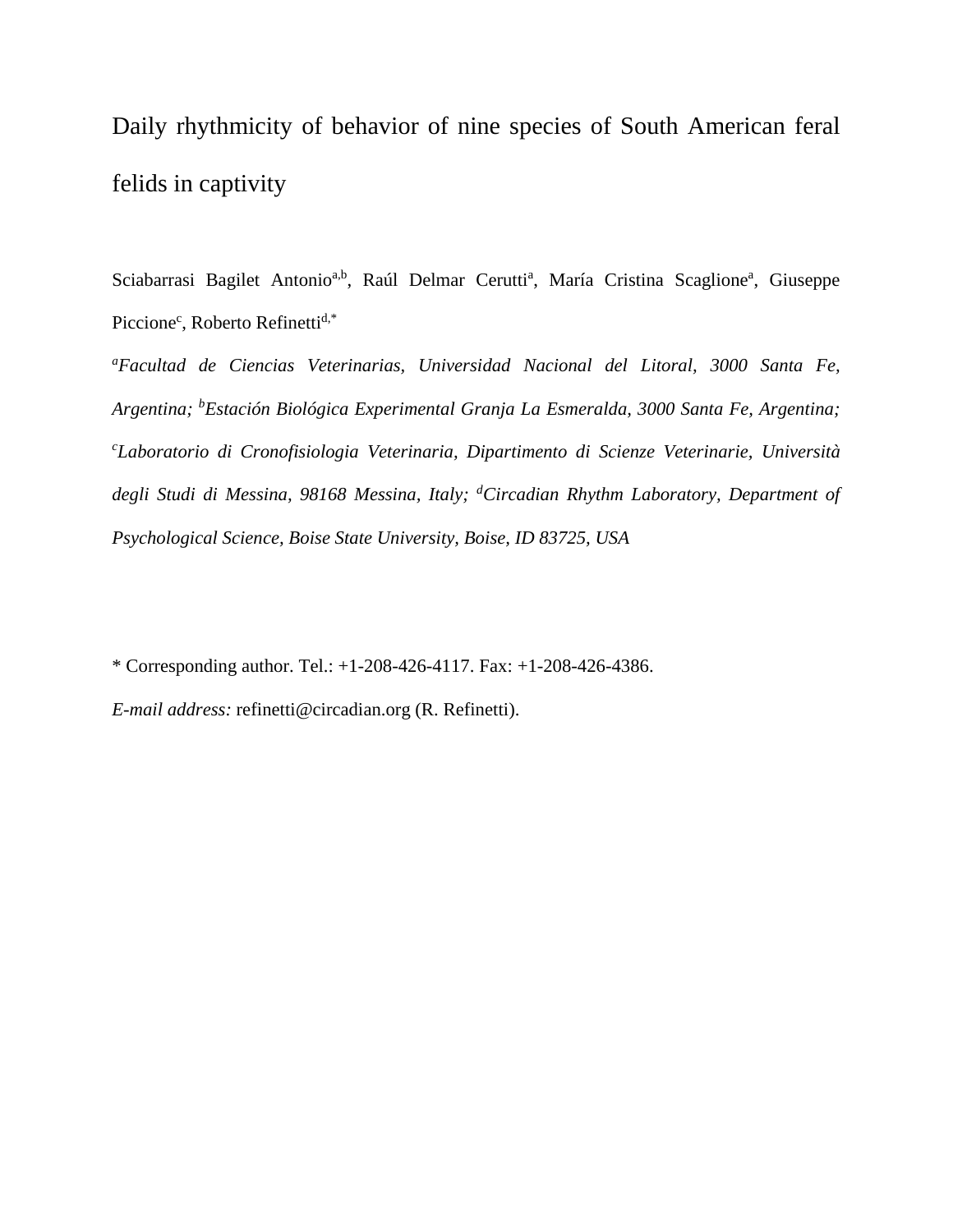# Daily rhythmicity of behavior of nine species of South American feral felids in captivity

Sciabarrasi Bagilet Antonio[a,b], Raúl Delmar Cerutti[a], María Cristina Scaglione[a], Giuseppe Piccione[c], Roberto Refinetti[d,*]

[a]*Facultad de Ciencias Veterinarias, Universidad Nacional del Litoral, 3000 Santa Fe, Argentina;* [b]*Estación Biológica Experimental Granja La Esmeralda, 3000 Santa Fe, Argentina;* [c]*Laboratorio di Cronofisiologia Veterinaria, Dipartimento di Scienze Veterinarie, Università degli Studi di Messina, 98168 Messina, Italy;* [d]*Circadian Rhythm Laboratory, Department of Psychological Science, Boise State University, Boise, ID 83725, USA*

* Corresponding author. Tel.: +1-208-426-4117. Fax: +1-208-426-4386.

*E-mail address:* refinetti@circadian.org (R. Refinetti).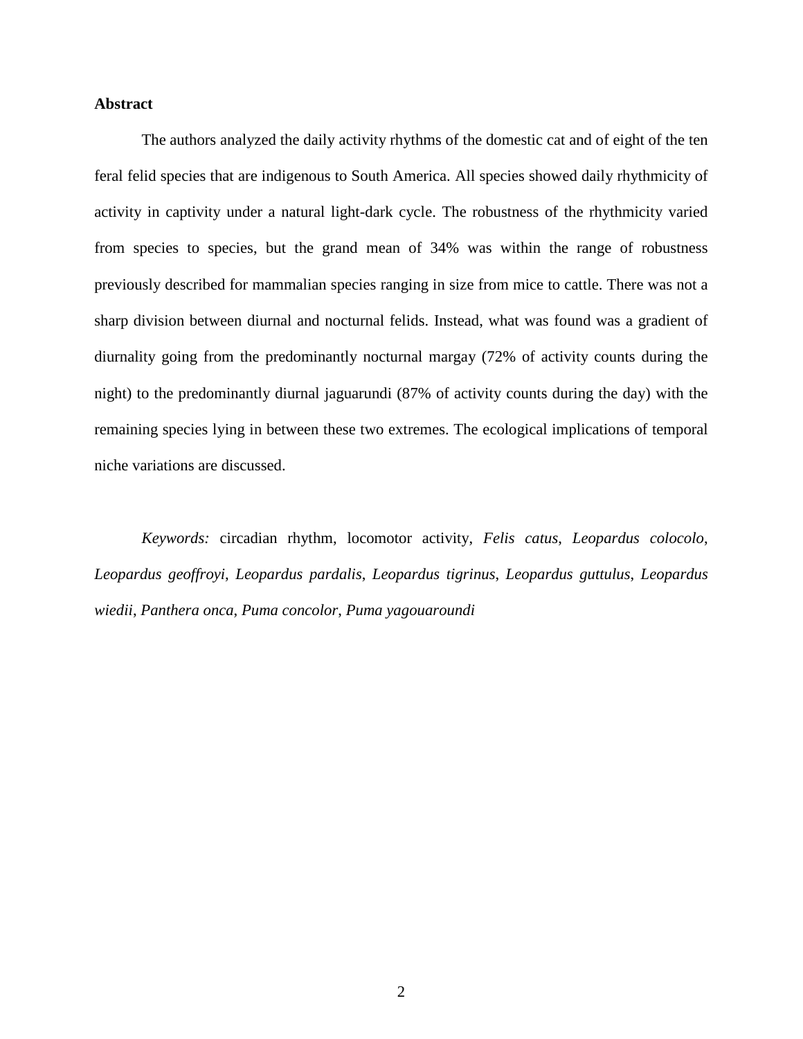## Abstract

The authors analyzed the daily activity rhythms of the domestic cat and of eight of the ten feral felid species that are indigenous to South America. All species showed daily rhythmicity of activity in captivity under a natural light-dark cycle. The robustness of the rhythmicity varied from species to species, but the grand mean of 34% was within the range of robustness previously described for mammalian species ranging in size from mice to cattle. There was not a sharp division between diurnal and nocturnal felids. Instead, what was found was a gradient of diurnality going from the predominantly nocturnal margay (72% of activity counts during the night) to the predominantly diurnal jaguarundi (87% of activity counts during the day) with the remaining species lying in between these two extremes. The ecological implications of temporal niche variations are discussed.

*Keywords:* circadian rhythm, locomotor activity, *Felis catus*, *Leopardus colocolo*, *Leopardus geoffroyi*, *Leopardus pardalis*, *Leopardus tigrinus*, *Leopardus guttulus*, *Leopardus wiedii*, *Panthera onca*, *Puma concolor*, *Puma yagouaroundi*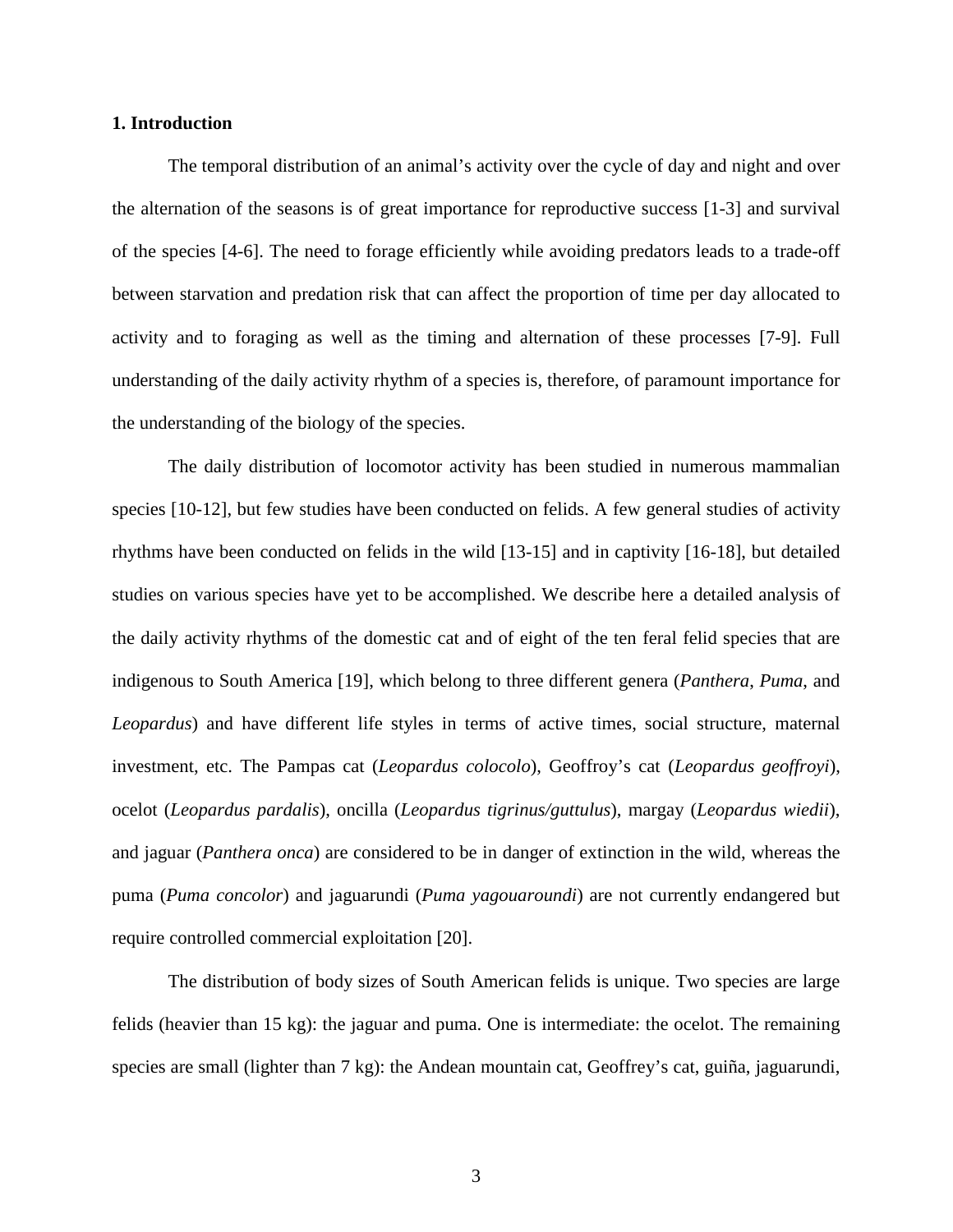## 1. Introduction

The temporal distribution of an animal's activity over the cycle of day and night and over the alternation of the seasons is of great importance for reproductive success [1-3] and survival of the species [4-6]. The need to forage efficiently while avoiding predators leads to a trade-off between starvation and predation risk that can affect the proportion of time per day allocated to activity and to foraging as well as the timing and alternation of these processes [7-9]. Full understanding of the daily activity rhythm of a species is, therefore, of paramount importance for the understanding of the biology of the species.

The daily distribution of locomotor activity has been studied in numerous mammalian species [10-12], but few studies have been conducted on felids. A few general studies of activity rhythms have been conducted on felids in the wild [13-15] and in captivity [16-18], but detailed studies on various species have yet to be accomplished. We describe here a detailed analysis of the daily activity rhythms of the domestic cat and of eight of the ten feral felid species that are indigenous to South America [19], which belong to three different genera (*Panthera*, *Puma*, and *Leopardus*) and have different life styles in terms of active times, social structure, maternal investment, etc. The Pampas cat (*Leopardus colocolo*), Geoffroy's cat (*Leopardus geoffroyi*), ocelot (*Leopardus pardalis*), oncilla (*Leopardus tigrinus/guttulus*), margay (*Leopardus wiedii*), and jaguar (*Panthera onca*) are considered to be in danger of extinction in the wild, whereas the puma (*Puma concolor*) and jaguarundi (*Puma yagouaroundi*) are not currently endangered but require controlled commercial exploitation [20].

The distribution of body sizes of South American felids is unique. Two species are large felids (heavier than 15 kg): the jaguar and puma. One is intermediate: the ocelot. The remaining species are small (lighter than 7 kg): the Andean mountain cat, Geoffrey's cat, guiña, jaguarundi,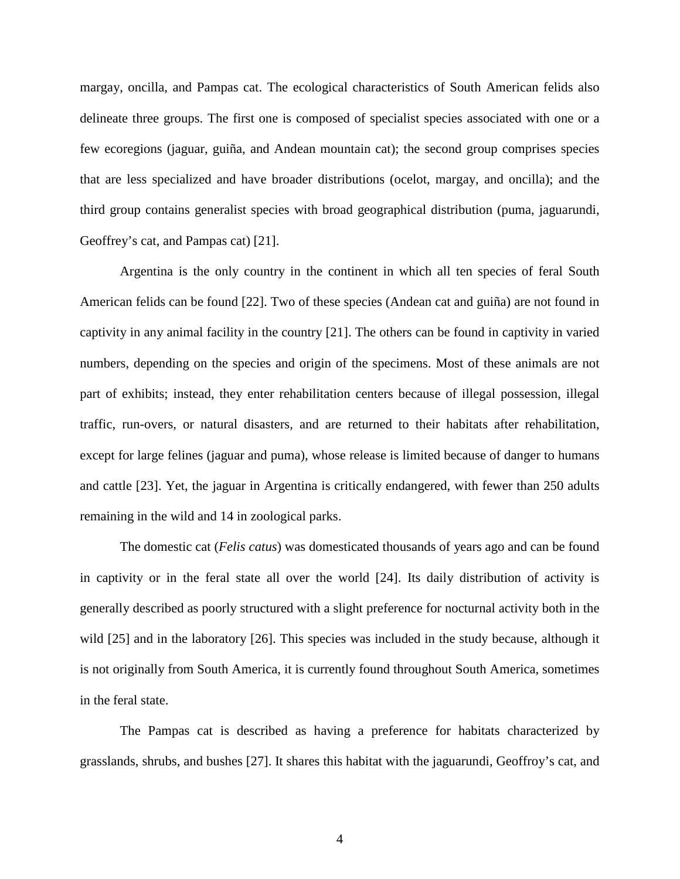margay, oncilla, and Pampas cat. The ecological characteristics of South American felids also delineate three groups. The first one is composed of specialist species associated with one or a few ecoregions (jaguar, guiña, and Andean mountain cat); the second group comprises species that are less specialized and have broader distributions (ocelot, margay, and oncilla); and the third group contains generalist species with broad geographical distribution (puma, jaguarundi, Geoffrey's cat, and Pampas cat) [21].

Argentina is the only country in the continent in which all ten species of feral South American felids can be found [22]. Two of these species (Andean cat and guiña) are not found in captivity in any animal facility in the country [21]. The others can be found in captivity in varied numbers, depending on the species and origin of the specimens. Most of these animals are not part of exhibits; instead, they enter rehabilitation centers because of illegal possession, illegal traffic, run-overs, or natural disasters, and are returned to their habitats after rehabilitation, except for large felines (jaguar and puma), whose release is limited because of danger to humans and cattle [23]. Yet, the jaguar in Argentina is critically endangered, with fewer than 250 adults remaining in the wild and 14 in zoological parks.

The domestic cat (*Felis catus*) was domesticated thousands of years ago and can be found in captivity or in the feral state all over the world [24]. Its daily distribution of activity is generally described as poorly structured with a slight preference for nocturnal activity both in the wild [25] and in the laboratory [26]. This species was included in the study because, although it is not originally from South America, it is currently found throughout South America, sometimes in the feral state.

The Pampas cat is described as having a preference for habitats characterized by grasslands, shrubs, and bushes [27]. It shares this habitat with the jaguarundi, Geoffroy's cat, and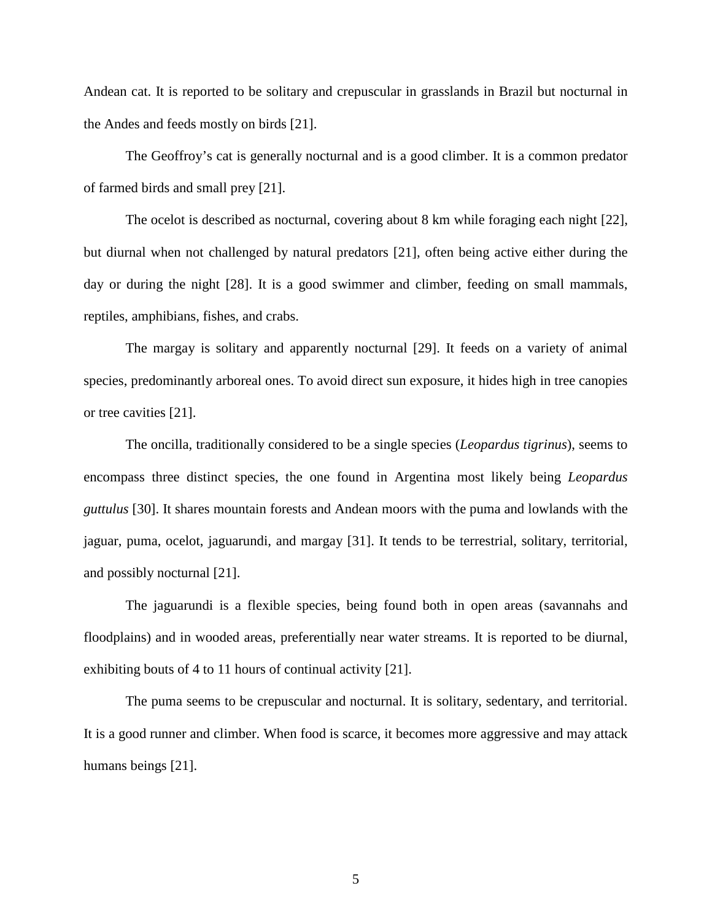Andean cat. It is reported to be solitary and crepuscular in grasslands in Brazil but nocturnal in the Andes and feeds mostly on birds [21].

The Geoffroy's cat is generally nocturnal and is a good climber. It is a common predator of farmed birds and small prey [21].

The ocelot is described as nocturnal, covering about 8 km while foraging each night [22], but diurnal when not challenged by natural predators [21], often being active either during the day or during the night [28]. It is a good swimmer and climber, feeding on small mammals, reptiles, amphibians, fishes, and crabs.

The margay is solitary and apparently nocturnal [29]. It feeds on a variety of animal species, predominantly arboreal ones. To avoid direct sun exposure, it hides high in tree canopies or tree cavities [21].

The oncilla, traditionally considered to be a single species (*Leopardus tigrinus*), seems to encompass three distinct species, the one found in Argentina most likely being *Leopardus guttulus* [30]. It shares mountain forests and Andean moors with the puma and lowlands with the jaguar, puma, ocelot, jaguarundi, and margay [31]. It tends to be terrestrial, solitary, territorial, and possibly nocturnal [21].

The jaguarundi is a flexible species, being found both in open areas (savannahs and floodplains) and in wooded areas, preferentially near water streams. It is reported to be diurnal, exhibiting bouts of 4 to 11 hours of continual activity [21].

The puma seems to be crepuscular and nocturnal. It is solitary, sedentary, and territorial. It is a good runner and climber. When food is scarce, it becomes more aggressive and may attack humans beings [21].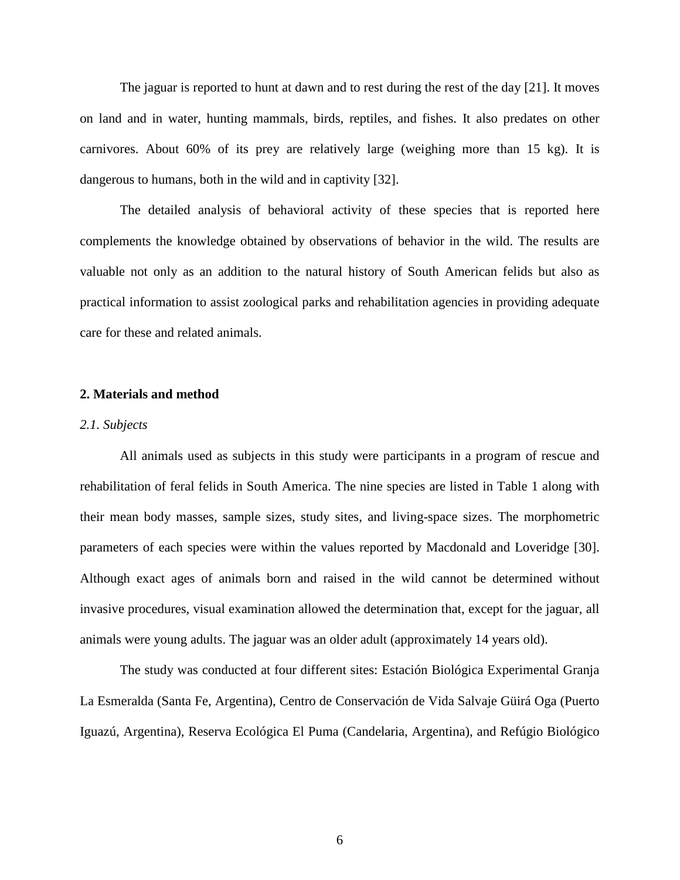The jaguar is reported to hunt at dawn and to rest during the rest of the day [21]. It moves on land and in water, hunting mammals, birds, reptiles, and fishes. It also predates on other carnivores. About 60% of its prey are relatively large (weighing more than 15 kg). It is dangerous to humans, both in the wild and in captivity [32].

The detailed analysis of behavioral activity of these species that is reported here complements the knowledge obtained by observations of behavior in the wild. The results are valuable not only as an addition to the natural history of South American felids but also as practical information to assist zoological parks and rehabilitation agencies in providing adequate care for these and related animals.

## 2. Materials and method

### *2.1. Subjects*

All animals used as subjects in this study were participants in a program of rescue and rehabilitation of feral felids in South America. The nine species are listed in Table 1 along with their mean body masses, sample sizes, study sites, and living-space sizes. The morphometric parameters of each species were within the values reported by Macdonald and Loveridge [30]. Although exact ages of animals born and raised in the wild cannot be determined without invasive procedures, visual examination allowed the determination that, except for the jaguar, all animals were young adults. The jaguar was an older adult (approximately 14 years old).

The study was conducted at four different sites: Estación Biológica Experimental Granja La Esmeralda (Santa Fe, Argentina), Centro de Conservación de Vida Salvaje Güirá Oga (Puerto Iguazú, Argentina), Reserva Ecológica El Puma (Candelaria, Argentina), and Refúgio Biológico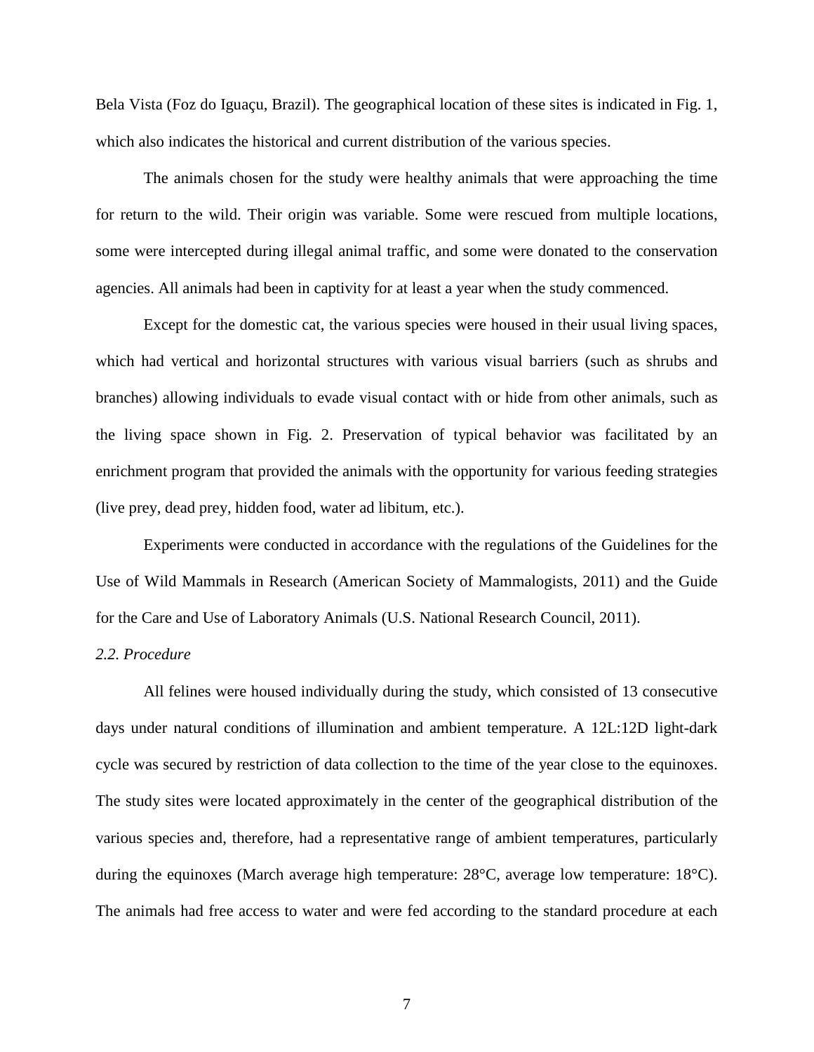Bela Vista (Foz do Iguaçu, Brazil). The geographical location of these sites is indicated in Fig. 1, which also indicates the historical and current distribution of the various species.

The animals chosen for the study were healthy animals that were approaching the time for return to the wild. Their origin was variable. Some were rescued from multiple locations, some were intercepted during illegal animal traffic, and some were donated to the conservation agencies. All animals had been in captivity for at least a year when the study commenced.

Except for the domestic cat, the various species were housed in their usual living spaces, which had vertical and horizontal structures with various visual barriers (such as shrubs and branches) allowing individuals to evade visual contact with or hide from other animals, such as the living space shown in Fig. 2. Preservation of typical behavior was facilitated by an enrichment program that provided the animals with the opportunity for various feeding strategies (live prey, dead prey, hidden food, water ad libitum, etc.).

Experiments were conducted in accordance with the regulations of the Guidelines for the Use of Wild Mammals in Research (American Society of Mammalogists, 2011) and the Guide for the Care and Use of Laboratory Animals (U.S. National Research Council, 2011).

*2.2. Procedure*

All felines were housed individually during the study, which consisted of 13 consecutive days under natural conditions of illumination and ambient temperature. A 12L:12D light-dark cycle was secured by restriction of data collection to the time of the year close to the equinoxes. The study sites were located approximately in the center of the geographical distribution of the various species and, therefore, had a representative range of ambient temperatures, particularly during the equinoxes (March average high temperature: 28°C, average low temperature: 18°C). The animals had free access to water and were fed according to the standard procedure at each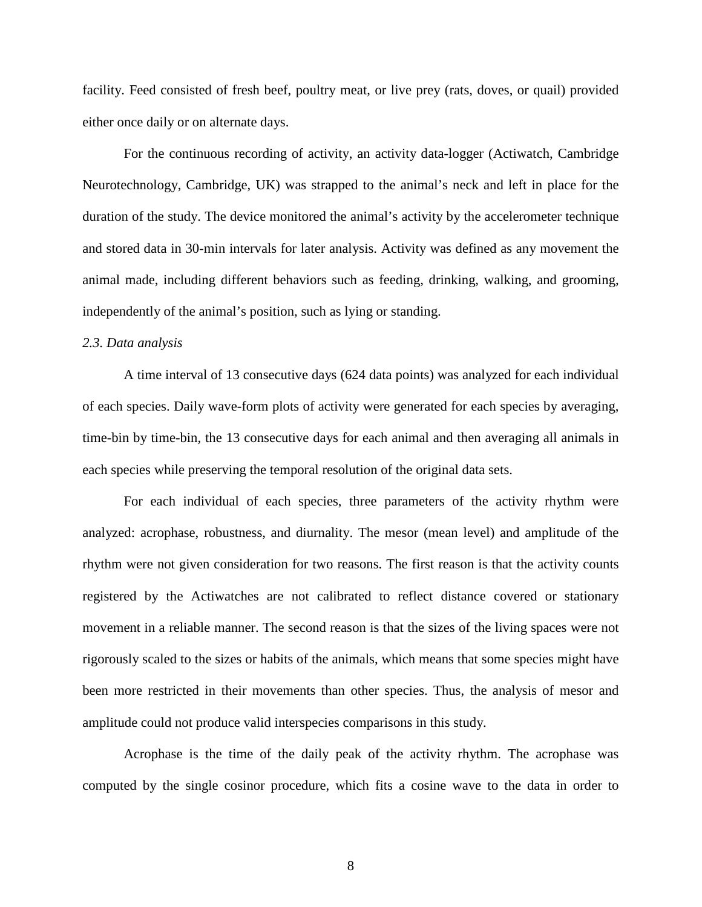facility. Feed consisted of fresh beef, poultry meat, or live prey (rats, doves, or quail) provided either once daily or on alternate days.

For the continuous recording of activity, an activity data-logger (Actiwatch, Cambridge Neurotechnology, Cambridge, UK) was strapped to the animal's neck and left in place for the duration of the study. The device monitored the animal's activity by the accelerometer technique and stored data in 30-min intervals for later analysis. Activity was defined as any movement the animal made, including different behaviors such as feeding, drinking, walking, and grooming, independently of the animal's position, such as lying or standing.

### *2.3. Data analysis*

A time interval of 13 consecutive days (624 data points) was analyzed for each individual of each species. Daily wave-form plots of activity were generated for each species by averaging, time-bin by time-bin, the 13 consecutive days for each animal and then averaging all animals in each species while preserving the temporal resolution of the original data sets.

For each individual of each species, three parameters of the activity rhythm were analyzed: acrophase, robustness, and diurnality. The mesor (mean level) and amplitude of the rhythm were not given consideration for two reasons. The first reason is that the activity counts registered by the Actiwatches are not calibrated to reflect distance covered or stationary movement in a reliable manner. The second reason is that the sizes of the living spaces were not rigorously scaled to the sizes or habits of the animals, which means that some species might have been more restricted in their movements than other species. Thus, the analysis of mesor and amplitude could not produce valid interspecies comparisons in this study.

Acrophase is the time of the daily peak of the activity rhythm. The acrophase was computed by the single cosinor procedure, which fits a cosine wave to the data in order to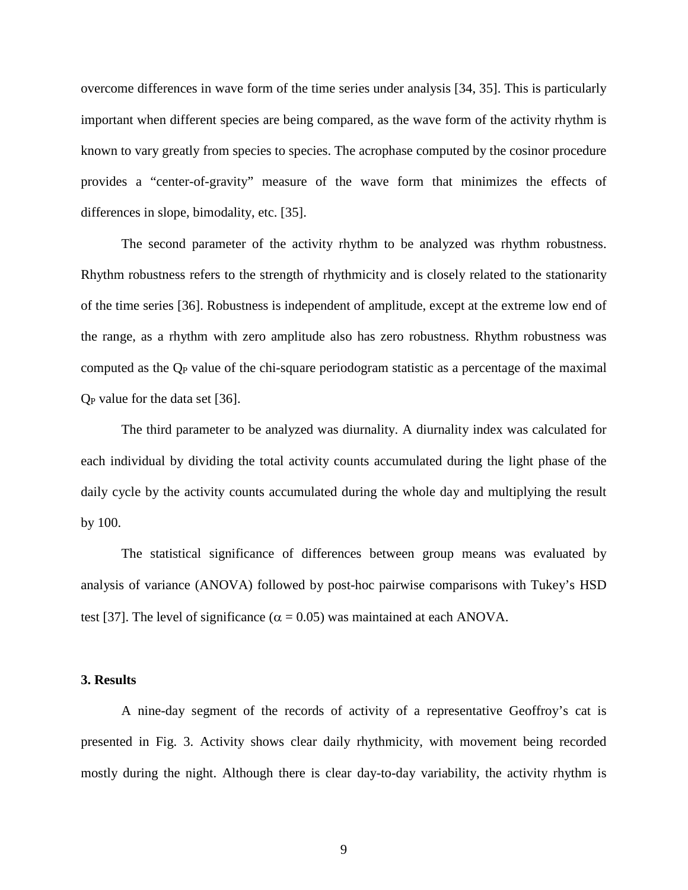overcome differences in wave form of the time series under analysis [34, 35]. This is particularly important when different species are being compared, as the wave form of the activity rhythm is known to vary greatly from species to species. The acrophase computed by the cosinor procedure provides a "center-of-gravity" measure of the wave form that minimizes the effects of differences in slope, bimodality, etc. [35].

The second parameter of the activity rhythm to be analyzed was rhythm robustness. Rhythm robustness refers to the strength of rhythmicity and is closely related to the stationarity of the time series [36]. Robustness is independent of amplitude, except at the extreme low end of the range, as a rhythm with zero amplitude also has zero robustness. Rhythm robustness was computed as the $Q_P$ value of the chi-square periodogram statistic as a percentage of the maximal $Q_P$ value for the data set [36].

The third parameter to be analyzed was diurnality. A diurnality index was calculated for each individual by dividing the total activity counts accumulated during the light phase of the daily cycle by the activity counts accumulated during the whole day and multiplying the result by 100.

The statistical significance of differences between group means was evaluated by analysis of variance (ANOVA) followed by post-hoc pairwise comparisons with Tukey's HSD test [37]. The level of significance ($\alpha = 0.05$) was maintained at each ANOVA.

### 3. Results

A nine-day segment of the records of activity of a representative Geoffroy's cat is presented in Fig. 3. Activity shows clear daily rhythmicity, with movement being recorded mostly during the night. Although there is clear day-to-day variability, the activity rhythm is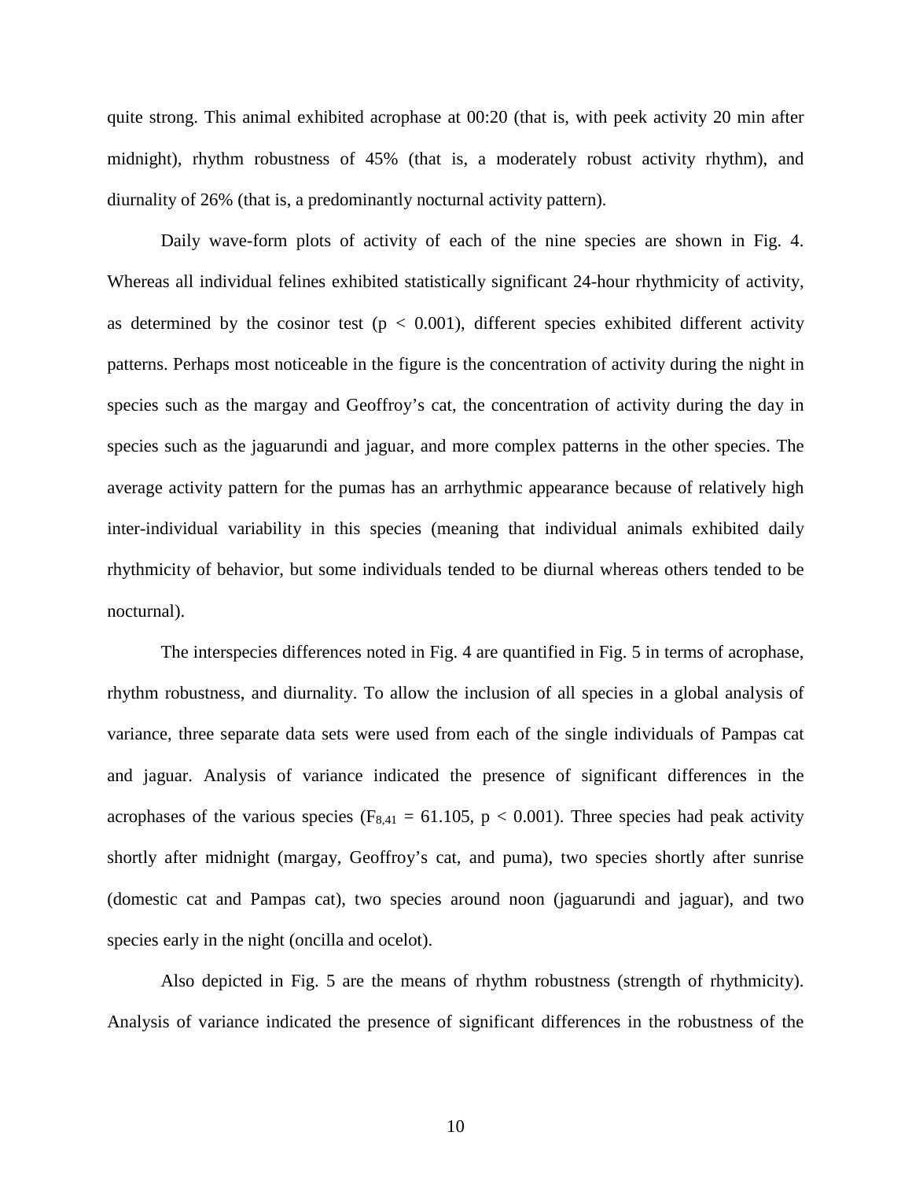quite strong. This animal exhibited acrophase at 00:20 (that is, with peek activity 20 min after midnight), rhythm robustness of 45% (that is, a moderately robust activity rhythm), and diurnality of 26% (that is, a predominantly nocturnal activity pattern).

Daily wave-form plots of activity of each of the nine species are shown in Fig. 4. Whereas all individual felines exhibited statistically significant 24-hour rhythmicity of activity, as determined by the cosinor test ($p < 0.001$), different species exhibited different activity patterns. Perhaps most noticeable in the figure is the concentration of activity during the night in species such as the margay and Geoffroy's cat, the concentration of activity during the day in species such as the jaguarundi and jaguar, and more complex patterns in the other species. The average activity pattern for the pumas has an arrhythmic appearance because of relatively high inter-individual variability in this species (meaning that individual animals exhibited daily rhythmicity of behavior, but some individuals tended to be diurnal whereas others tended to be nocturnal).

The interspecies differences noted in Fig. 4 are quantified in Fig. 5 in terms of acrophase, rhythm robustness, and diurnality. To allow the inclusion of all species in a global analysis of variance, three separate data sets were used from each of the single individuals of Pampas cat and jaguar. Analysis of variance indicated the presence of significant differences in the acrophases of the various species ($F_{8,41} = 61.105$, $p < 0.001$). Three species had peak activity shortly after midnight (margay, Geoffroy's cat, and puma), two species shortly after sunrise (domestic cat and Pampas cat), two species around noon (jaguarundi and jaguar), and two species early in the night (oncilla and ocelot).

Also depicted in Fig. 5 are the means of rhythm robustness (strength of rhythmicity). Analysis of variance indicated the presence of significant differences in the robustness of the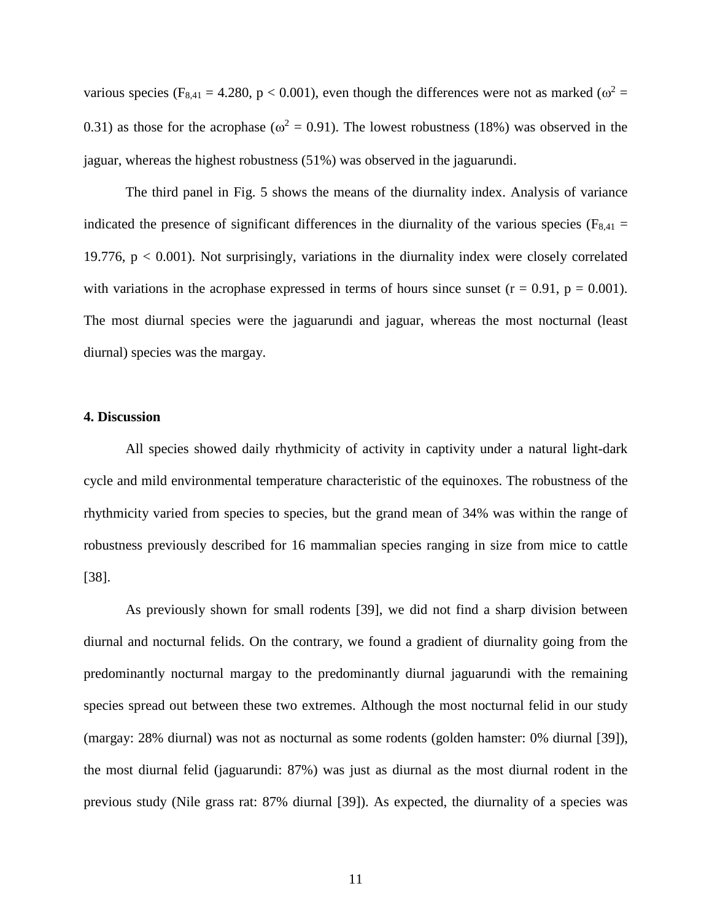various species ($F_{8,41} = 4.280$, $p < 0.001$), even though the differences were not as marked ($\omega^2 = 0.31$) as those for the acrophase ($\omega^2 = 0.91$). The lowest robustness (18%) was observed in the jaguar, whereas the highest robustness (51%) was observed in the jaguarundi.

The third panel in Fig. 5 shows the means of the diurnality index. Analysis of variance indicated the presence of significant differences in the diurnality of the various species ($F_{8,41} = 19.776$, $p < 0.001$). Not surprisingly, variations in the diurnality index were closely correlated with variations in the acrophase expressed in terms of hours since sunset ($r = 0.91$, $p = 0.001$). The most diurnal species were the jaguarundi and jaguar, whereas the most nocturnal (least diurnal) species was the margay.

## 4. Discussion

All species showed daily rhythmicity of activity in captivity under a natural light-dark cycle and mild environmental temperature characteristic of the equinoxes. The robustness of the rhythmicity varied from species to species, but the grand mean of 34% was within the range of robustness previously described for 16 mammalian species ranging in size from mice to cattle [38].

As previously shown for small rodents [39], we did not find a sharp division between diurnal and nocturnal felids. On the contrary, we found a gradient of diurnality going from the predominantly nocturnal margay to the predominantly diurnal jaguarundi with the remaining species spread out between these two extremes. Although the most nocturnal felid in our study (margay: 28% diurnal) was not as nocturnal as some rodents (golden hamster: 0% diurnal [39]), the most diurnal felid (jaguarundi: 87%) was just as diurnal as the most diurnal rodent in the previous study (Nile grass rat: 87% diurnal [39]). As expected, the diurnality of a species was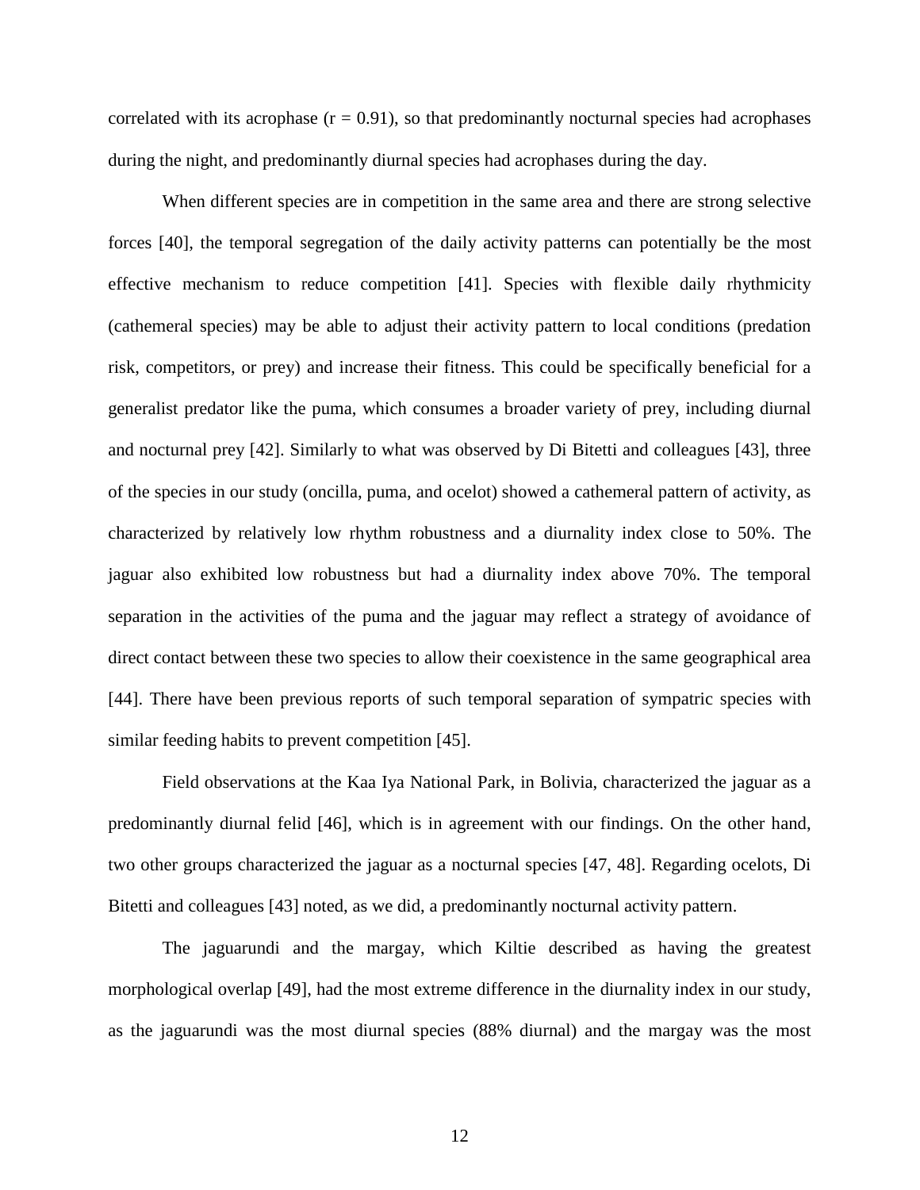correlated with its acrophase ($r = 0.91$), so that predominantly nocturnal species had acrophases during the night, and predominantly diurnal species had acrophases during the day.

When different species are in competition in the same area and there are strong selective forces [40], the temporal segregation of the daily activity patterns can potentially be the most effective mechanism to reduce competition [41]. Species with flexible daily rhythmicity (cathemeral species) may be able to adjust their activity pattern to local conditions (predation risk, competitors, or prey) and increase their fitness. This could be specifically beneficial for a generalist predator like the puma, which consumes a broader variety of prey, including diurnal and nocturnal prey [42]. Similarly to what was observed by Di Bitetti and colleagues [43], three of the species in our study (oncilla, puma, and ocelot) showed a cathemeral pattern of activity, as characterized by relatively low rhythm robustness and a diurnality index close to 50%. The jaguar also exhibited low robustness but had a diurnality index above 70%. The temporal separation in the activities of the puma and the jaguar may reflect a strategy of avoidance of direct contact between these two species to allow their coexistence in the same geographical area [44]. There have been previous reports of such temporal separation of sympatric species with similar feeding habits to prevent competition [45].

Field observations at the Kaa Iya National Park, in Bolivia, characterized the jaguar as a predominantly diurnal felid [46], which is in agreement with our findings. On the other hand, two other groups characterized the jaguar as a nocturnal species [47, 48]. Regarding ocelots, Di Bitetti and colleagues [43] noted, as we did, a predominantly nocturnal activity pattern.

The jaguarundi and the margay, which Kiltie described as having the greatest morphological overlap [49], had the most extreme difference in the diurnality index in our study, as the jaguarundi was the most diurnal species (88% diurnal) and the margay was the most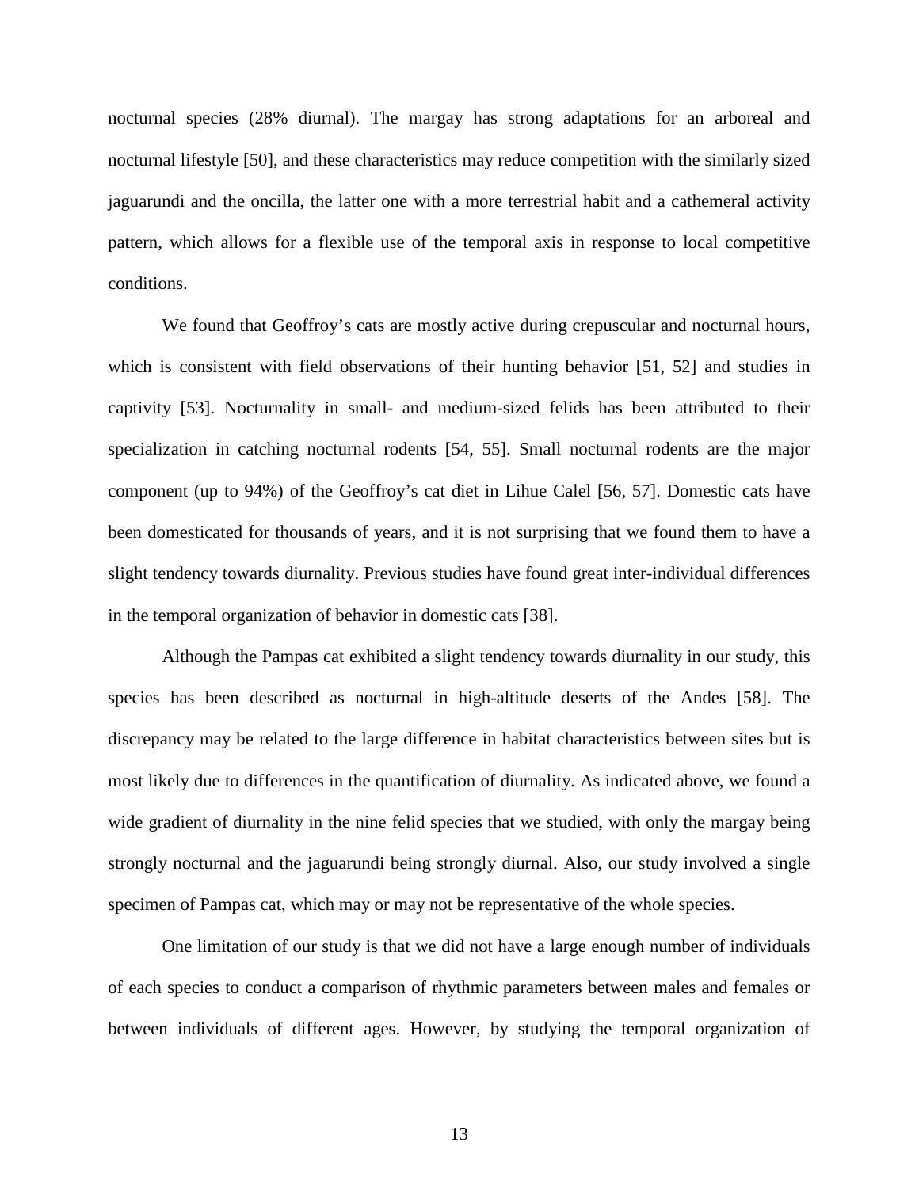nocturnal species (28% diurnal). The margay has strong adaptations for an arboreal and nocturnal lifestyle [50], and these characteristics may reduce competition with the similarly sized jaguarundi and the oncilla, the latter one with a more terrestrial habit and a cathemeral activity pattern, which allows for a flexible use of the temporal axis in response to local competitive conditions.

We found that Geoffroy's cats are mostly active during crepuscular and nocturnal hours, which is consistent with field observations of their hunting behavior [51, 52] and studies in captivity [53]. Nocturnality in small- and medium-sized felids has been attributed to their specialization in catching nocturnal rodents [54, 55]. Small nocturnal rodents are the major component (up to 94%) of the Geoffroy's cat diet in Lihue Calel [56, 57]. Domestic cats have been domesticated for thousands of years, and it is not surprising that we found them to have a slight tendency towards diurnality. Previous studies have found great inter-individual differences in the temporal organization of behavior in domestic cats [38].

Although the Pampas cat exhibited a slight tendency towards diurnality in our study, this species has been described as nocturnal in high-altitude deserts of the Andes [58]. The discrepancy may be related to the large difference in habitat characteristics between sites but is most likely due to differences in the quantification of diurnality. As indicated above, we found a wide gradient of diurnality in the nine felid species that we studied, with only the margay being strongly nocturnal and the jaguarundi being strongly diurnal. Also, our study involved a single specimen of Pampas cat, which may or may not be representative of the whole species.

One limitation of our study is that we did not have a large enough number of individuals of each species to conduct a comparison of rhythmic parameters between males and females or between individuals of different ages. However, by studying the temporal organization of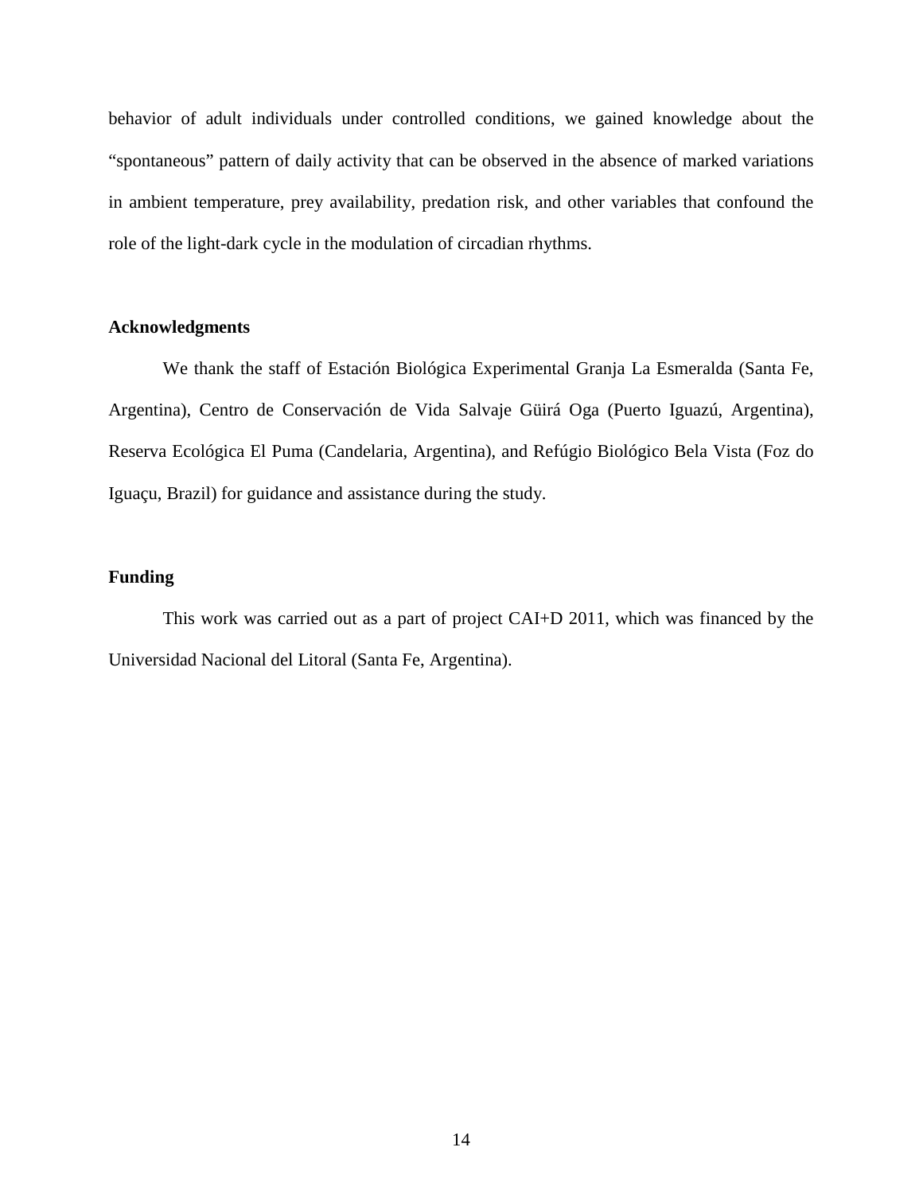behavior of adult individuals under controlled conditions, we gained knowledge about the "spontaneous" pattern of daily activity that can be observed in the absence of marked variations in ambient temperature, prey availability, predation risk, and other variables that confound the role of the light-dark cycle in the modulation of circadian rhythms.

**Acknowledgments**

We thank the staff of Estación Biológica Experimental Granja La Esmeralda (Santa Fe, Argentina), Centro de Conservación de Vida Salvaje Güirá Oga (Puerto Iguazú, Argentina), Reserva Ecológica El Puma (Candelaria, Argentina), and Refúgio Biológico Bela Vista (Foz do Iguaçu, Brazil) for guidance and assistance during the study.

**Funding**

This work was carried out as a part of project CAI+D 2011, which was financed by the Universidad Nacional del Litoral (Santa Fe, Argentina).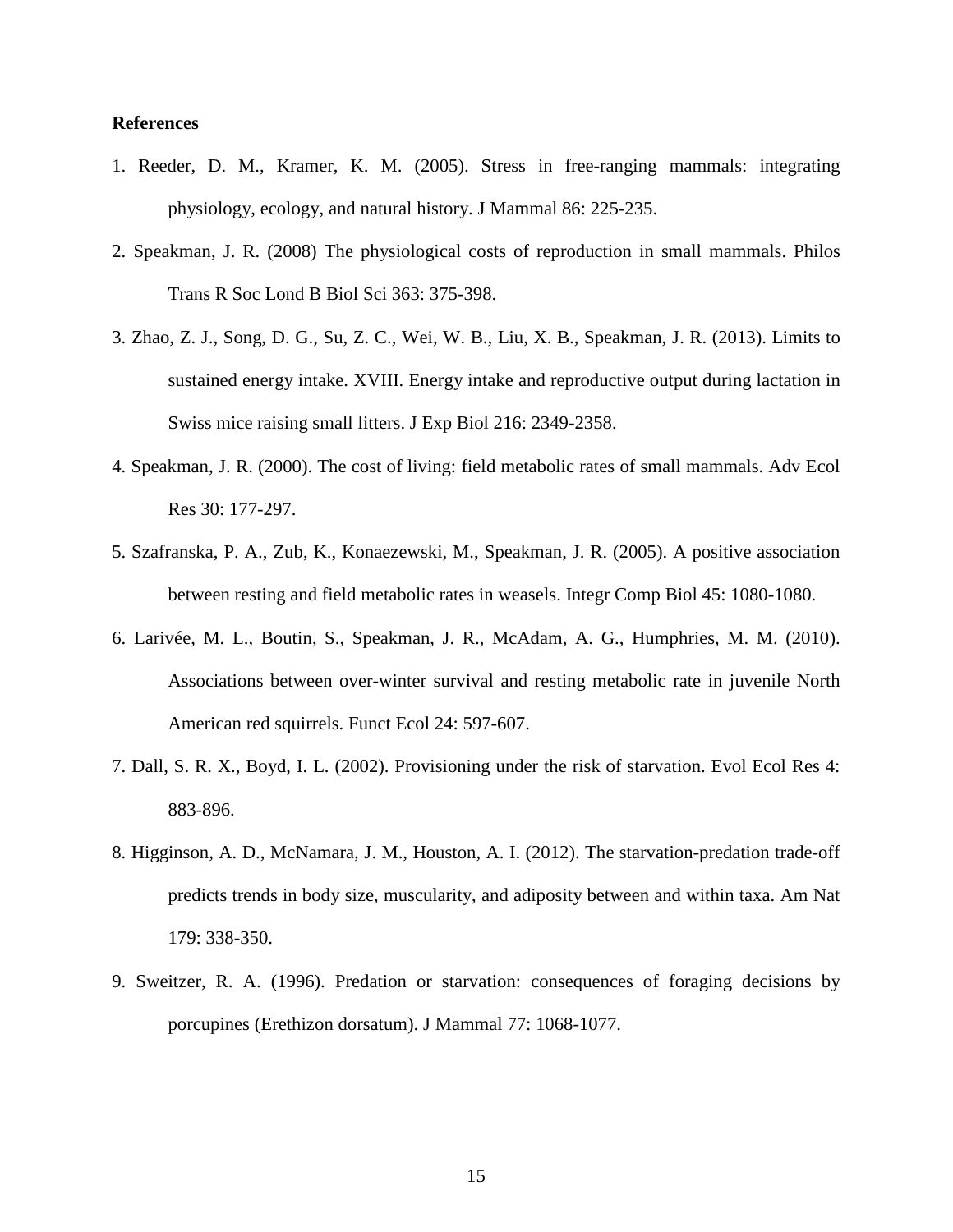**References**

1. Reeder, D. M., Kramer, K. M. (2005). Stress in free-ranging mammals: integrating physiology, ecology, and natural history. J Mammal 86: 225-235.
2. Speakman, J. R. (2008) The physiological costs of reproduction in small mammals. Philos Trans R Soc Lond B Biol Sci 363: 375-398.
3. Zhao, Z. J., Song, D. G., Su, Z. C., Wei, W. B., Liu, X. B., Speakman, J. R. (2013). Limits to sustained energy intake. XVIII. Energy intake and reproductive output during lactation in Swiss mice raising small litters. J Exp Biol 216: 2349-2358.
4. Speakman, J. R. (2000). The cost of living: field metabolic rates of small mammals. Adv Ecol Res 30: 177-297.
5. Szafranska, P. A., Zub, K., Konaezewski, M., Speakman, J. R. (2005). A positive association between resting and field metabolic rates in weasels. Integr Comp Biol 45: 1080-1080.
6. Larivée, M. L., Boutin, S., Speakman, J. R., McAdam, A. G., Humphries, M. M. (2010). Associations between over-winter survival and resting metabolic rate in juvenile North American red squirrels. Funct Ecol 24: 597-607.
7. Dall, S. R. X., Boyd, I. L. (2002). Provisioning under the risk of starvation. Evol Ecol Res 4: 883-896.
8. Higginson, A. D., McNamara, J. M., Houston, A. I. (2012). The starvation-predation trade-off predicts trends in body size, muscularity, and adiposity between and within taxa. Am Nat 179: 338-350.
9. Sweitzer, R. A. (1996). Predation or starvation: consequences of foraging decisions by porcupines (Erethizon dorsatum). J Mammal 77: 1068-1077.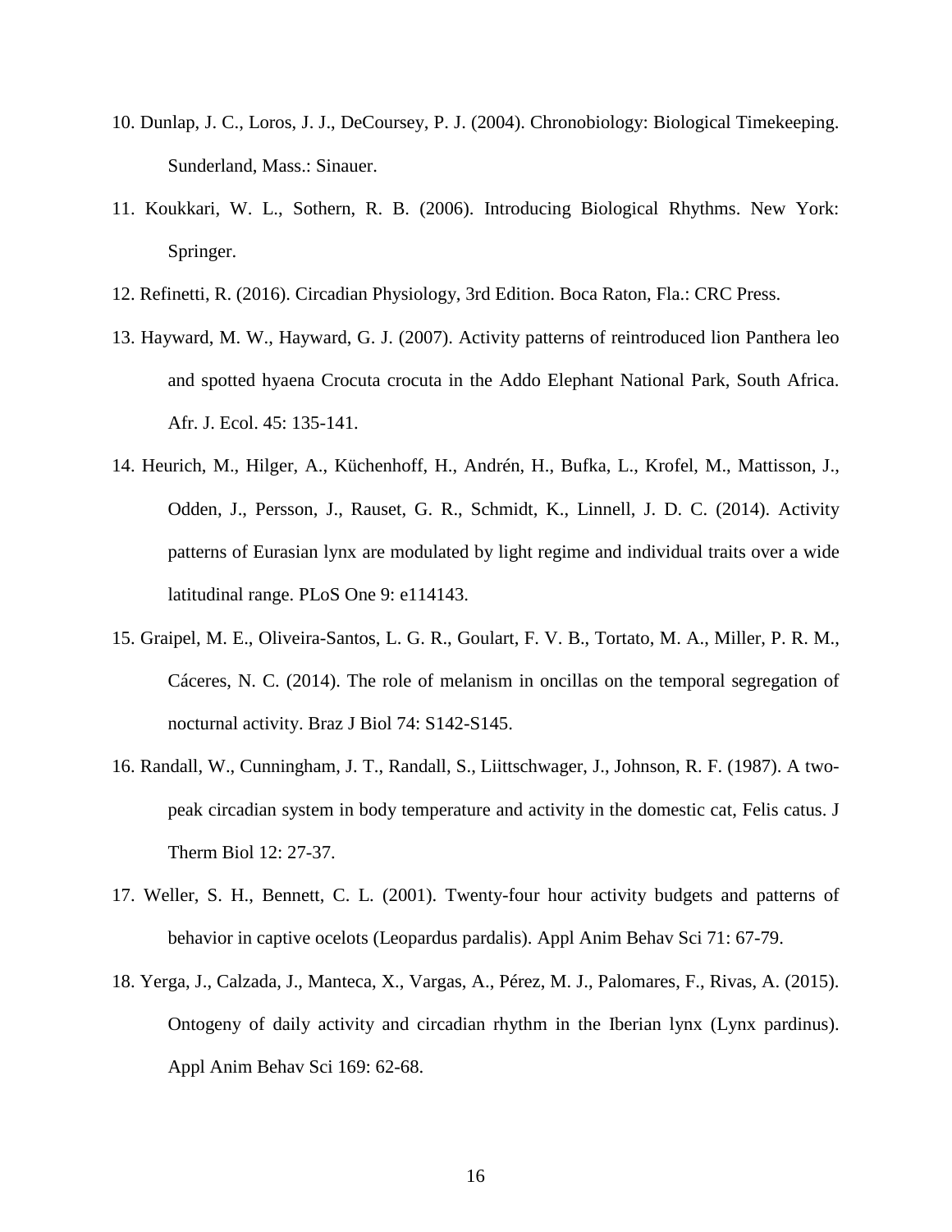10. Dunlap, J. C., Loros, J. J., DeCoursey, P. J. (2004). Chronobiology: Biological Timekeeping. Sunderland, Mass.: Sinauer.

11. Koukkari, W. L., Sothern, R. B. (2006). Introducing Biological Rhythms. New York: Springer.

12. Refinetti, R. (2016). Circadian Physiology, 3rd Edition. Boca Raton, Fla.: CRC Press.

13. Hayward, M. W., Hayward, G. J. (2007). Activity patterns of reintroduced lion Panthera leo and spotted hyaena Crocuta crocuta in the Addo Elephant National Park, South Africa. Afr. J. Ecol. 45: 135-141.

14. Heurich, M., Hilger, A., Küchenhoff, H., Andrén, H., Bufka, L., Krofel, M., Mattisson, J., Odden, J., Persson, J., Rauset, G. R., Schmidt, K., Linnell, J. D. C. (2014). Activity patterns of Eurasian lynx are modulated by light regime and individual traits over a wide latitudinal range. PLoS One 9: e114143.

15. Graipel, M. E., Oliveira-Santos, L. G. R., Goulart, F. V. B., Tortato, M. A., Miller, P. R. M., Cáceres, N. C. (2014). The role of melanism in oncillas on the temporal segregation of nocturnal activity. Braz J Biol 74: S142-S145.

16. Randall, W., Cunningham, J. T., Randall, S., Liittschwager, J., Johnson, R. F. (1987). A two-peak circadian system in body temperature and activity in the domestic cat, Felis catus. J Therm Biol 12: 27-37.

17. Weller, S. H., Bennett, C. L. (2001). Twenty-four hour activity budgets and patterns of behavior in captive ocelots (Leopardus pardalis). Appl Anim Behav Sci 71: 67-79.

18. Yerga, J., Calzada, J., Manteca, X., Vargas, A., Pérez, M. J., Palomares, F., Rivas, A. (2015). Ontogeny of daily activity and circadian rhythm in the Iberian lynx (Lynx pardinus). Appl Anim Behav Sci 169: 62-68.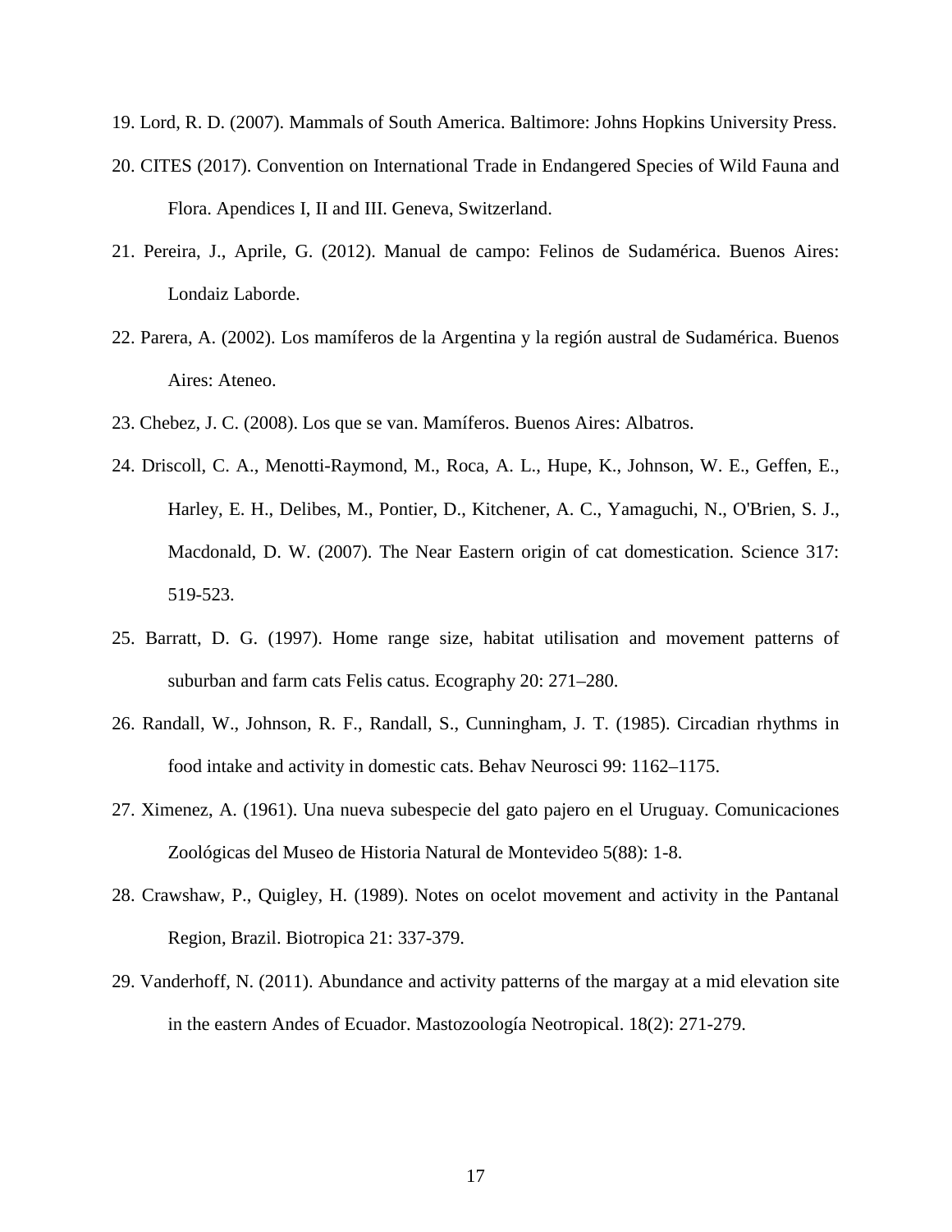19. Lord, R. D. (2007). Mammals of South America. Baltimore: Johns Hopkins University Press.

20. CITES (2017). Convention on International Trade in Endangered Species of Wild Fauna and Flora. Apendices I, II and III. Geneva, Switzerland.

21. Pereira, J., Aprile, G. (2012). Manual de campo: Felinos de Sudamérica. Buenos Aires: Londaiz Laborde.

22. Parera, A. (2002). Los mamíferos de la Argentina y la región austral de Sudamérica. Buenos Aires: Ateneo.

23. Chebez, J. C. (2008). Los que se van. Mamíferos. Buenos Aires: Albatros.

24. Driscoll, C. A., Menotti-Raymond, M., Roca, A. L., Hupe, K., Johnson, W. E., Geffen, E., Harley, E. H., Delibes, M., Pontier, D., Kitchener, A. C., Yamaguchi, N., O'Brien, S. J., Macdonald, D. W. (2007). The Near Eastern origin of cat domestication. Science 317: 519-523.

25. Barratt, D. G. (1997). Home range size, habitat utilisation and movement patterns of suburban and farm cats Felis catus. Ecography 20: 271–280.

26. Randall, W., Johnson, R. F., Randall, S., Cunningham, J. T. (1985). Circadian rhythms in food intake and activity in domestic cats. Behav Neurosci 99: 1162–1175.

27. Ximenez, A. (1961). Una nueva subespecie del gato pajero en el Uruguay. Comunicaciones Zoológicas del Museo de Historia Natural de Montevideo 5(88): 1-8.

28. Crawshaw, P., Quigley, H. (1989). Notes on ocelot movement and activity in the Pantanal Region, Brazil. Biotropica 21: 337-379.

29. Vanderhoff, N. (2011). Abundance and activity patterns of the margay at a mid elevation site in the eastern Andes of Ecuador. Mastozoología Neotropical. 18(2): 271-279.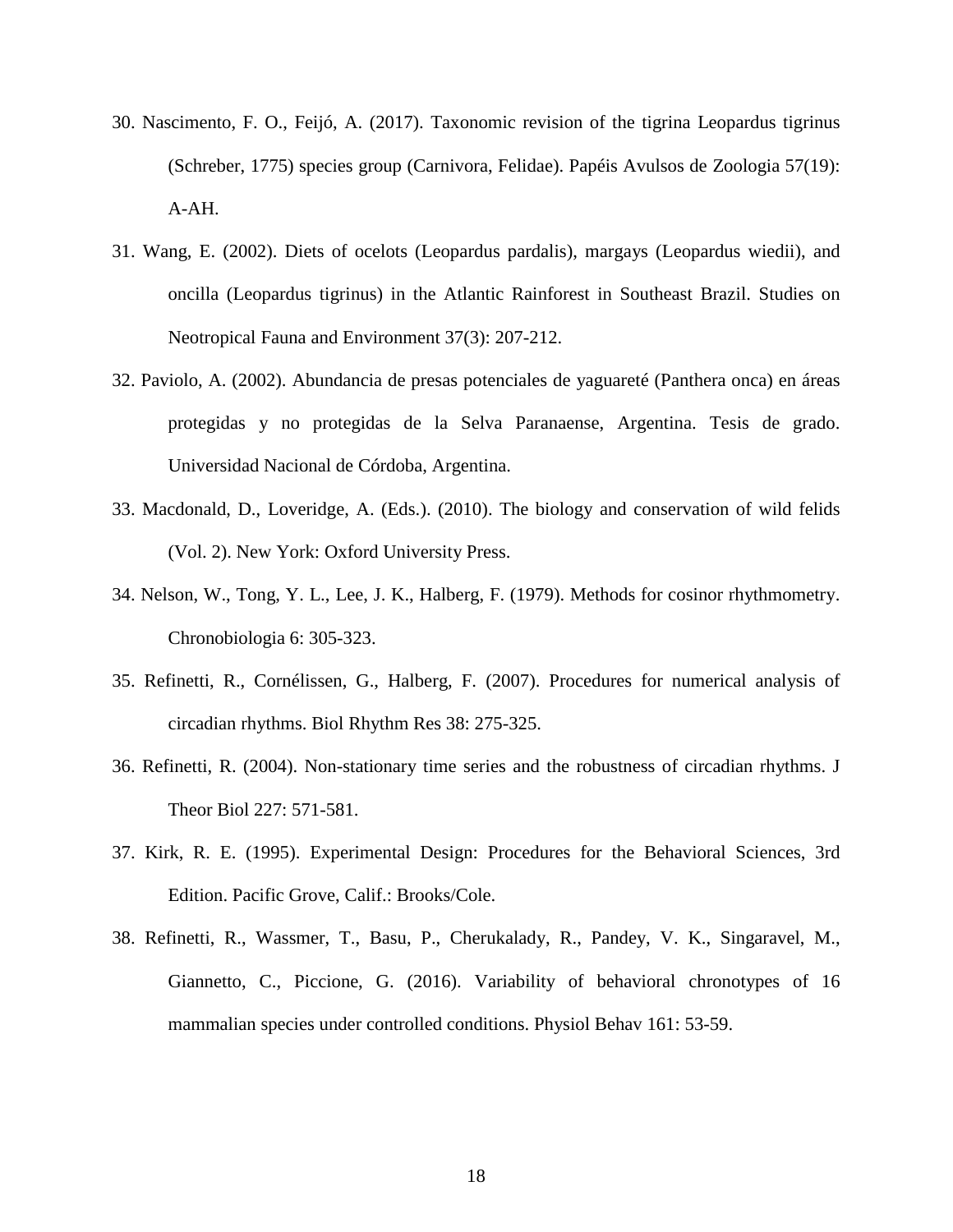30. Nascimento, F. O., Feijó, A. (2017). Taxonomic revision of the tigrina Leopardus tigrinus (Schreber, 1775) species group (Carnivora, Felidae). Papéis Avulsos de Zoologia 57(19): A-AH.

31. Wang, E. (2002). Diets of ocelots (Leopardus pardalis), margays (Leopardus wiedii), and oncilla (Leopardus tigrinus) in the Atlantic Rainforest in Southeast Brazil. Studies on Neotropical Fauna and Environment 37(3): 207-212.

32. Paviolo, A. (2002). Abundancia de presas potenciales de yaguareté (Panthera onca) en áreas protegidas y no protegidas de la Selva Paranaense, Argentina. Tesis de grado. Universidad Nacional de Córdoba, Argentina.

33. Macdonald, D., Loveridge, A. (Eds.). (2010). The biology and conservation of wild felids (Vol. 2). New York: Oxford University Press.

34. Nelson, W., Tong, Y. L., Lee, J. K., Halberg, F. (1979). Methods for cosinor rhythmometry. Chronobiologia 6: 305-323.

35. Refinetti, R., Cornélissen, G., Halberg, F. (2007). Procedures for numerical analysis of circadian rhythms. Biol Rhythm Res 38: 275-325.

36. Refinetti, R. (2004). Non-stationary time series and the robustness of circadian rhythms. J Theor Biol 227: 571-581.

37. Kirk, R. E. (1995). Experimental Design: Procedures for the Behavioral Sciences, 3rd Edition. Pacific Grove, Calif.: Brooks/Cole.

38. Refinetti, R., Wassmer, T., Basu, P., Cherukalady, R., Pandey, V. K., Singaravel, M., Giannetto, C., Piccione, G. (2016). Variability of behavioral chronotypes of 16 mammalian species under controlled conditions. Physiol Behav 161: 53-59.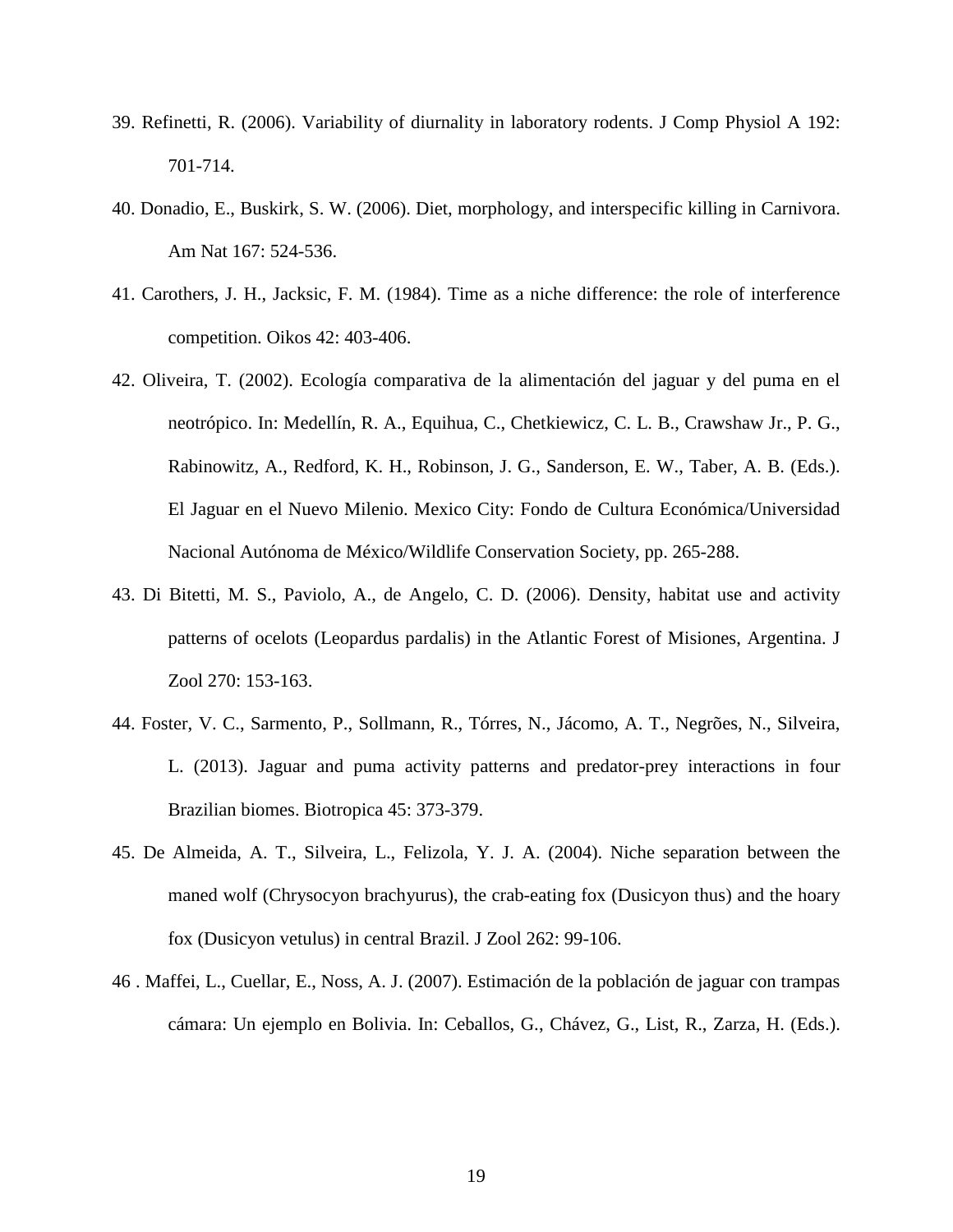39. Refinetti, R. (2006). Variability of diurnality in laboratory rodents. J Comp Physiol A 192: 701-714.

40. Donadio, E., Buskirk, S. W. (2006). Diet, morphology, and interspecific killing in Carnivora. Am Nat 167: 524-536.

41. Carothers, J. H., Jacksic, F. M. (1984). Time as a niche difference: the role of interference competition. Oikos 42: 403-406.

42. Oliveira, T. (2002). Ecología comparativa de la alimentación del jaguar y del puma en el neotrópico. In: Medellín, R. A., Equihua, C., Chetkiewicz, C. L. B., Crawshaw Jr., P. G., Rabinowitz, A., Redford, K. H., Robinson, J. G., Sanderson, E. W., Taber, A. B. (Eds.). El Jaguar en el Nuevo Milenio. Mexico City: Fondo de Cultura Económica/Universidad Nacional Autónoma de México/Wildlife Conservation Society, pp. 265-288.

43. Di Bitetti, M. S., Paviolo, A., de Angelo, C. D. (2006). Density, habitat use and activity patterns of ocelots (Leopardus pardalis) in the Atlantic Forest of Misiones, Argentina. J Zool 270: 153-163.

44. Foster, V. C., Sarmento, P., Sollmann, R., Tórres, N., Jácomo, A. T., Negrões, N., Silveira, L. (2013). Jaguar and puma activity patterns and predator-prey interactions in four Brazilian biomes. Biotropica 45: 373-379.

45. De Almeida, A. T., Silveira, L., Felizola, Y. J. A. (2004). Niche separation between the maned wolf (Chrysocyon brachyurus), the crab-eating fox (Dusicyon thus) and the hoary fox (Dusicyon vetulus) in central Brazil. J Zool 262: 99-106.

46 . Maffei, L., Cuellar, E., Noss, A. J. (2007). Estimación de la población de jaguar con trampas cámara: Un ejemplo en Bolivia. In: Ceballos, G., Chávez, G., List, R., Zarza, H. (Eds.).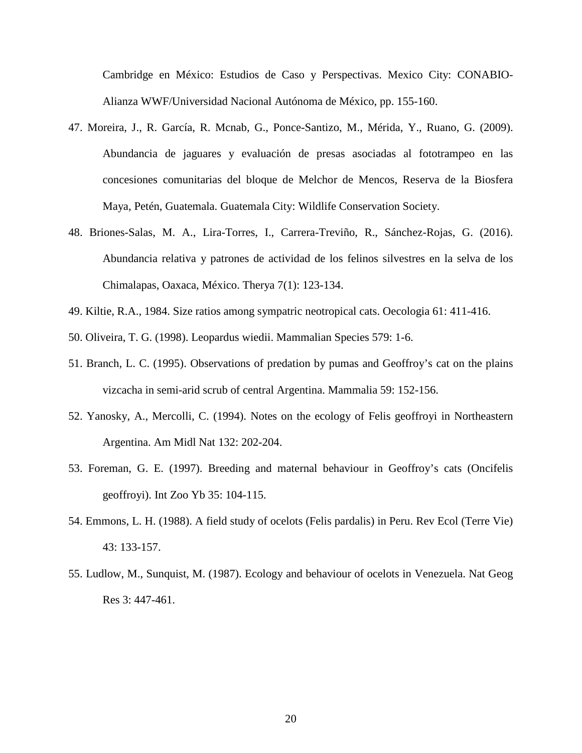Cambridge en México: Estudios de Caso y Perspectivas. Mexico City: CONABIO-Alianza WWF/Universidad Nacional Autónoma de México, pp. 155-160.

47. Moreira, J., R. García, R. Mcnab, G., Ponce-Santizo, M., Mérida, Y., Ruano, G. (2009). Abundancia de jaguares y evaluación de presas asociadas al fototrampeo en las concesiones comunitarias del bloque de Melchor de Mencos, Reserva de la Biosfera Maya, Petén, Guatemala. Guatemala City: Wildlife Conservation Society.

48. Briones-Salas, M. A., Lira-Torres, I., Carrera-Treviño, R., Sánchez-Rojas, G. (2016). Abundancia relativa y patrones de actividad de los felinos silvestres en la selva de los Chimalapas, Oaxaca, México. Therya 7(1): 123-134.

49. Kiltie, R.A., 1984. Size ratios among sympatric neotropical cats. Oecologia 61: 411-416.

50. Oliveira, T. G. (1998). Leopardus wiedii. Mammalian Species 579: 1-6.

51. Branch, L. C. (1995). Observations of predation by pumas and Geoffroy's cat on the plains vizcacha in semi-arid scrub of central Argentina. Mammalia 59: 152-156.

52. Yanosky, A., Mercolli, C. (1994). Notes on the ecology of Felis geoffroyi in Northeastern Argentina. Am Midl Nat 132: 202-204.

53. Foreman, G. E. (1997). Breeding and maternal behaviour in Geoffroy's cats (Oncifelis geoffroyi). Int Zoo Yb 35: 104-115.

54. Emmons, L. H. (1988). A field study of ocelots (Felis pardalis) in Peru. Rev Ecol (Terre Vie) 43: 133-157.

55. Ludlow, M., Sunquist, M. (1987). Ecology and behaviour of ocelots in Venezuela. Nat Geog Res 3: 447-461.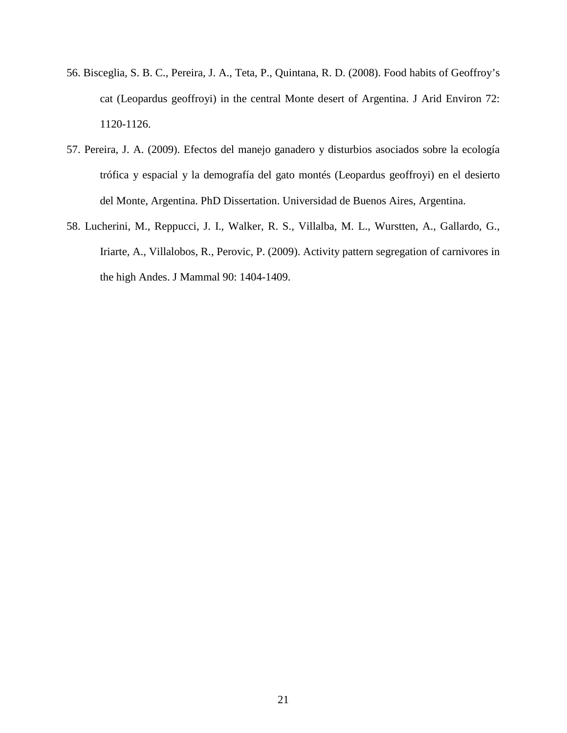56. Bisceglia, S. B. C., Pereira, J. A., Teta, P., Quintana, R. D. (2008). Food habits of Geoffroy's cat (Leopardus geoffroyi) in the central Monte desert of Argentina. J Arid Environ 72: 1120-1126.

57. Pereira, J. A. (2009). Efectos del manejo ganadero y disturbios asociados sobre la ecología trófica y espacial y la demografía del gato montés (Leopardus geoffroyi) en el desierto del Monte, Argentina. PhD Dissertation. Universidad de Buenos Aires, Argentina.

58. Lucherini, M., Reppucci, J. I., Walker, R. S., Villalba, M. L., Wurstten, A., Gallardo, G., Iriarte, A., Villalobos, R., Perovic, P. (2009). Activity pattern segregation of carnivores in the high Andes. J Mammal 90: 1404-1409.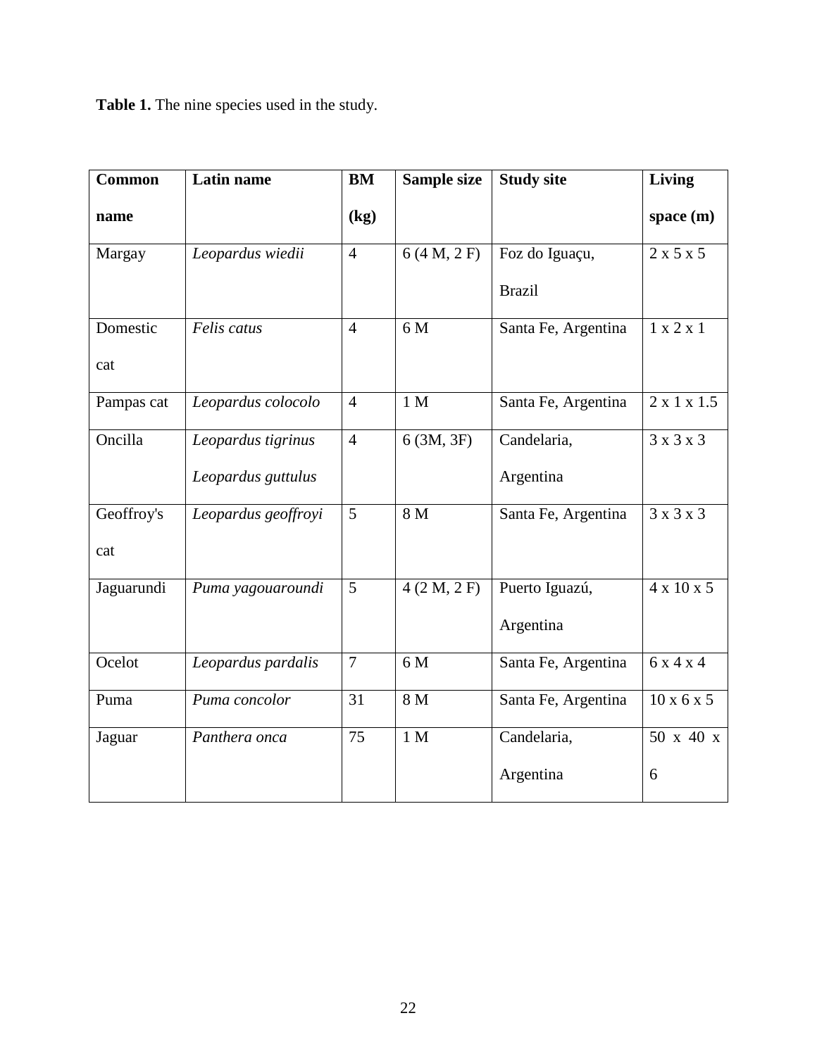**Table 1.** The nine species used in the study.

| Common name | Latin name | BM (kg) | Sample size | Study site | Living space (m) |
|---|---|---|---|---|---|
| Margay | *Leopardus wiedii* | 4 | 6 (4 M, 2 F) | Foz do Iguaçu, Brazil | 2 x 5 x 5 |
| Domestic cat | *Felis catus* | 4 | 6 M | Santa Fe, Argentina | 1 x 2 x 1 |
| Pampas cat | *Leopardus colocolo* | 4 | 1 M | Santa Fe, Argentina | 2 x 1 x 1.5 |
| Oncilla | *Leopardus tigrinus* *Leopardus guttulus* | 4 | 6 (3M, 3F) | Candelaria, Argentina | 3 x 3 x 3 |
| Geoffroy's cat | *Leopardus geoffroyi* | 5 | 8 M | Santa Fe, Argentina | 3 x 3 x 3 |
| Jaguarundi | *Puma yagouaroundi* | 5 | 4 (2 M, 2 F) | Puerto Iguazú, Argentina | 4 x 10 x 5 |
| Ocelot | *Leopardus pardalis* | 7 | 6 M | Santa Fe, Argentina | 6 x 4 x 4 |
| Puma | *Puma concolor* | 31 | 8 M | Santa Fe, Argentina | 10 x 6 x 5 |
| Jaguar | *Panthera onca* | 75 | 1 M | Candelaria, Argentina | 50 x 40 x 6 |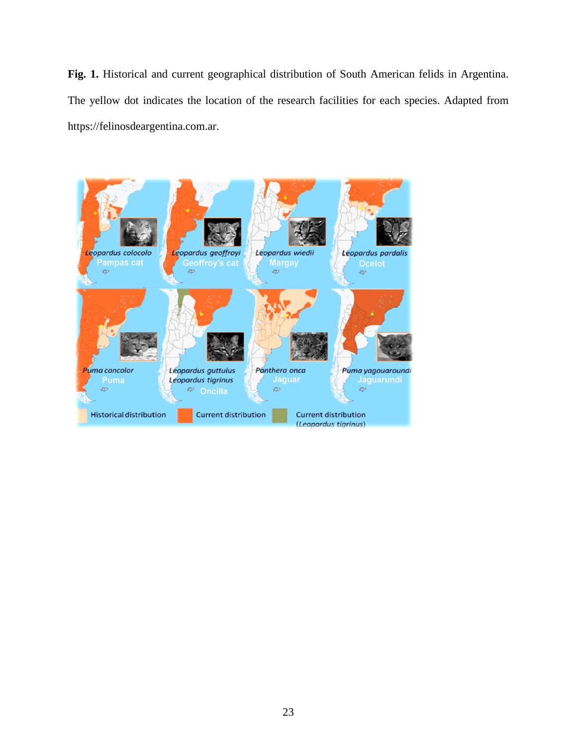**Fig. 1.** Historical and current geographical distribution of South American felids in Argentina. The yellow dot indicates the location of the research facilities for each species. Adapted from https://felinosdeargentina.com.ar.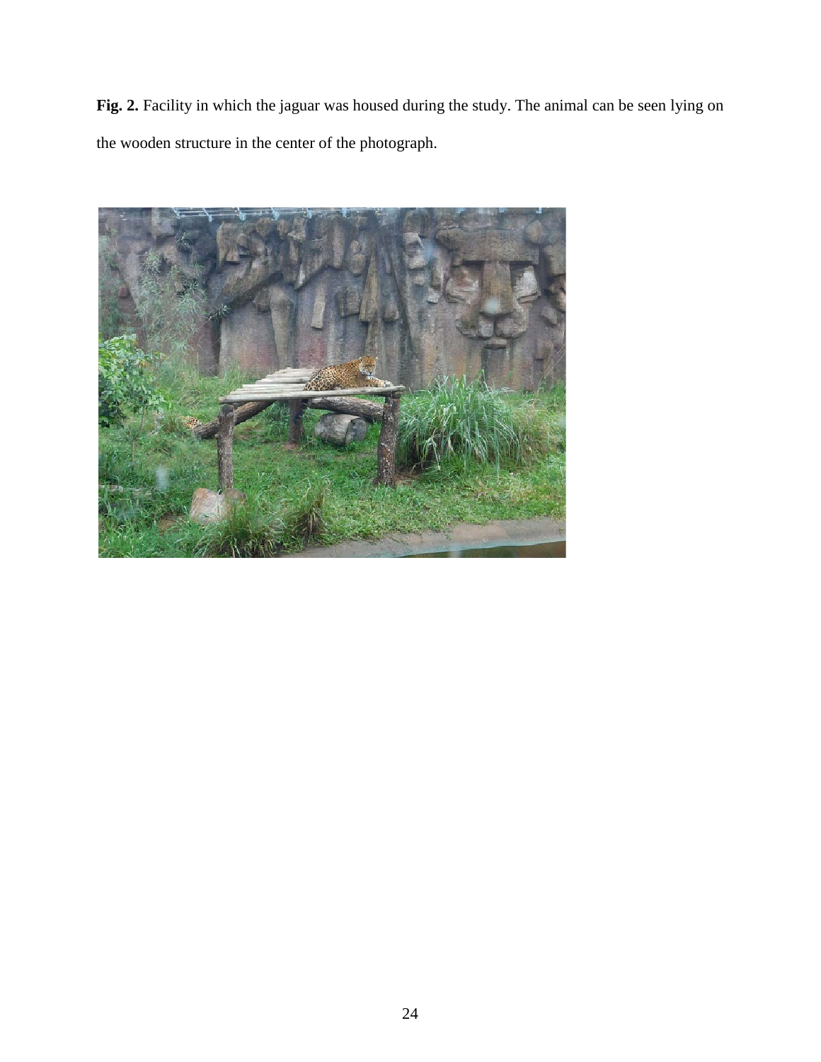**Fig. 2.** Facility in which the jaguar was housed during the study. The animal can be seen lying on the wooden structure in the center of the photograph.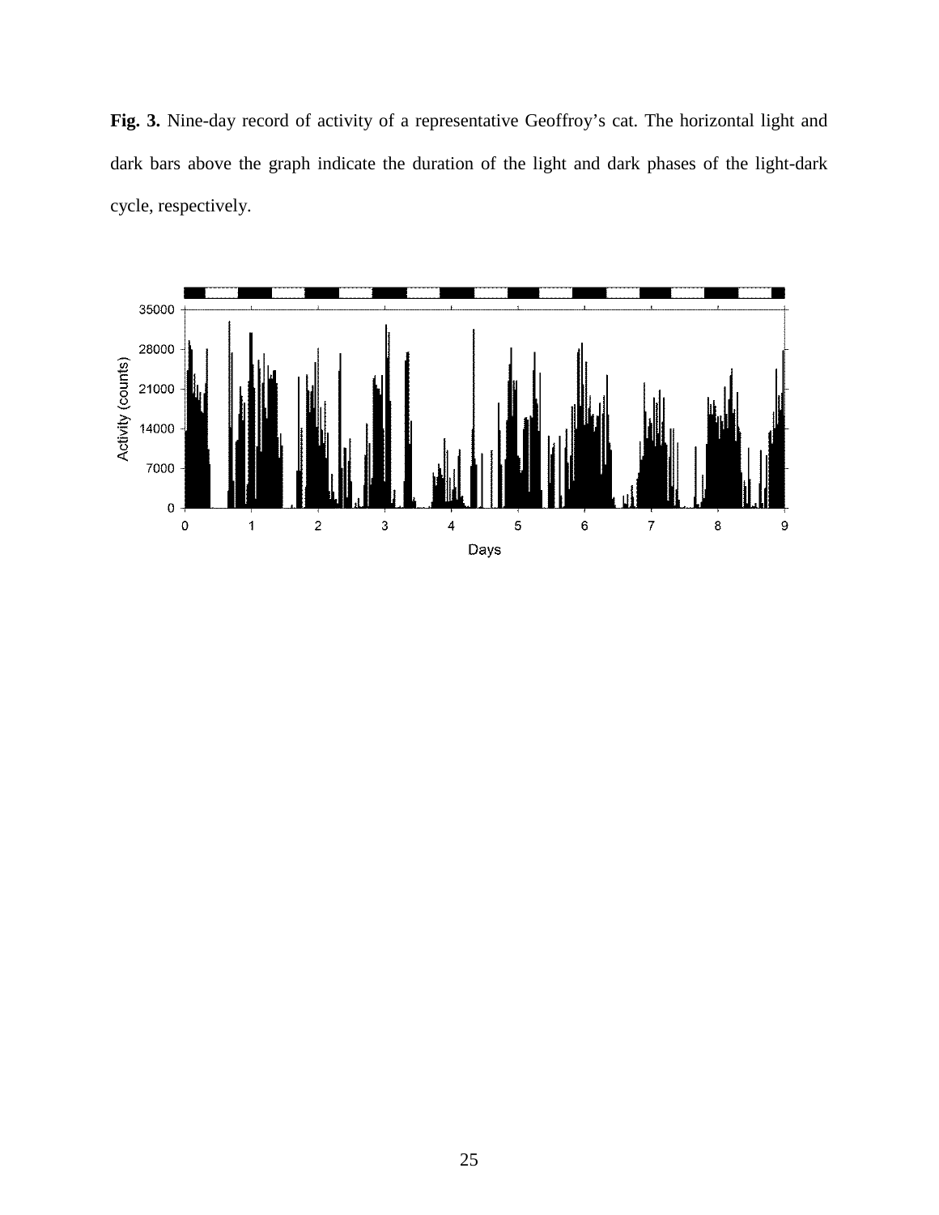**Fig. 3.** Nine-day record of activity of a representative Geoffroy's cat. The horizontal light and dark bars above the graph indicate the duration of the light and dark phases of the light-dark cycle, respectively.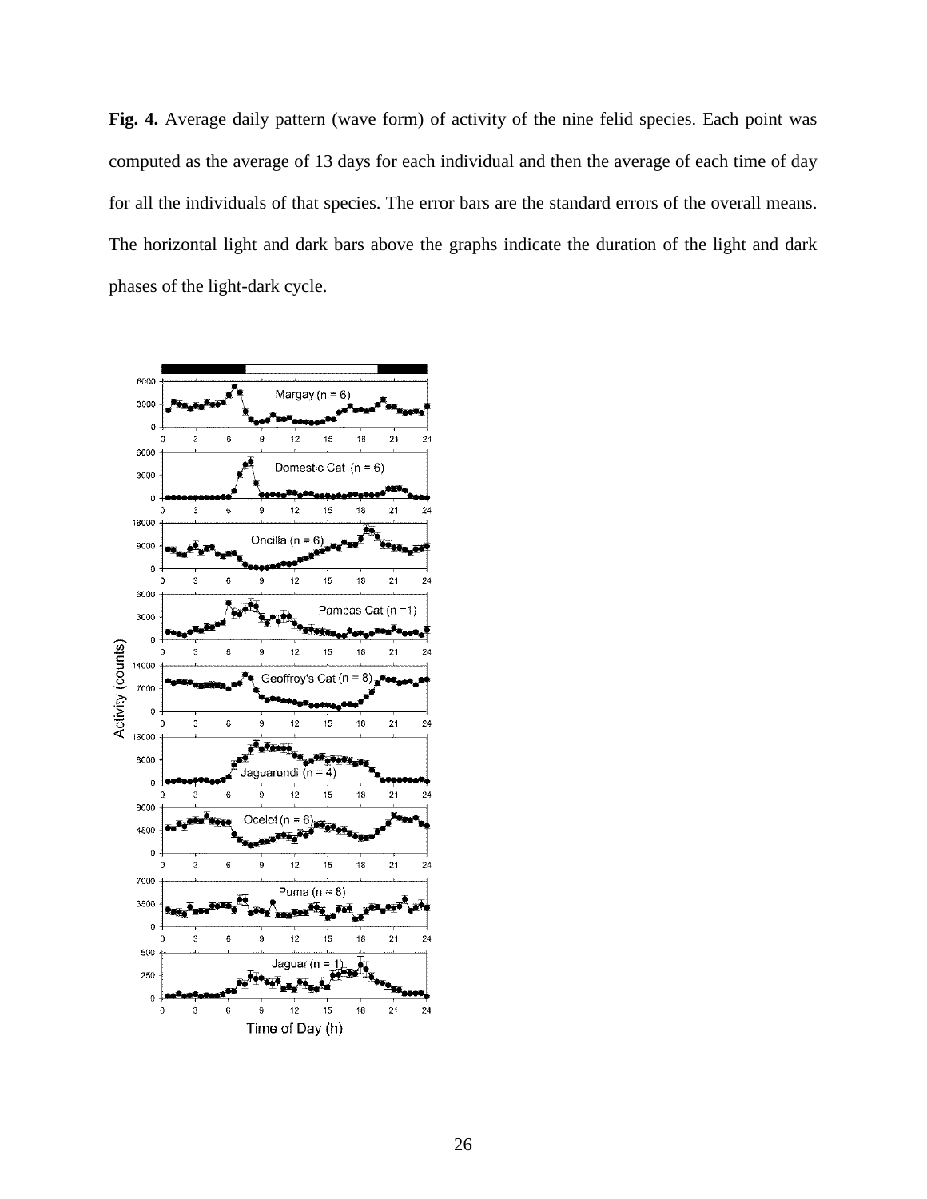**Fig. 4.** Average daily pattern (wave form) of activity of the nine felid species. Each point was computed as the average of 13 days for each individual and then the average of each time of day for all the individuals of that species. The error bars are the standard errors of the overall means. The horizontal light and dark bars above the graphs indicate the duration of the light and dark phases of the light-dark cycle.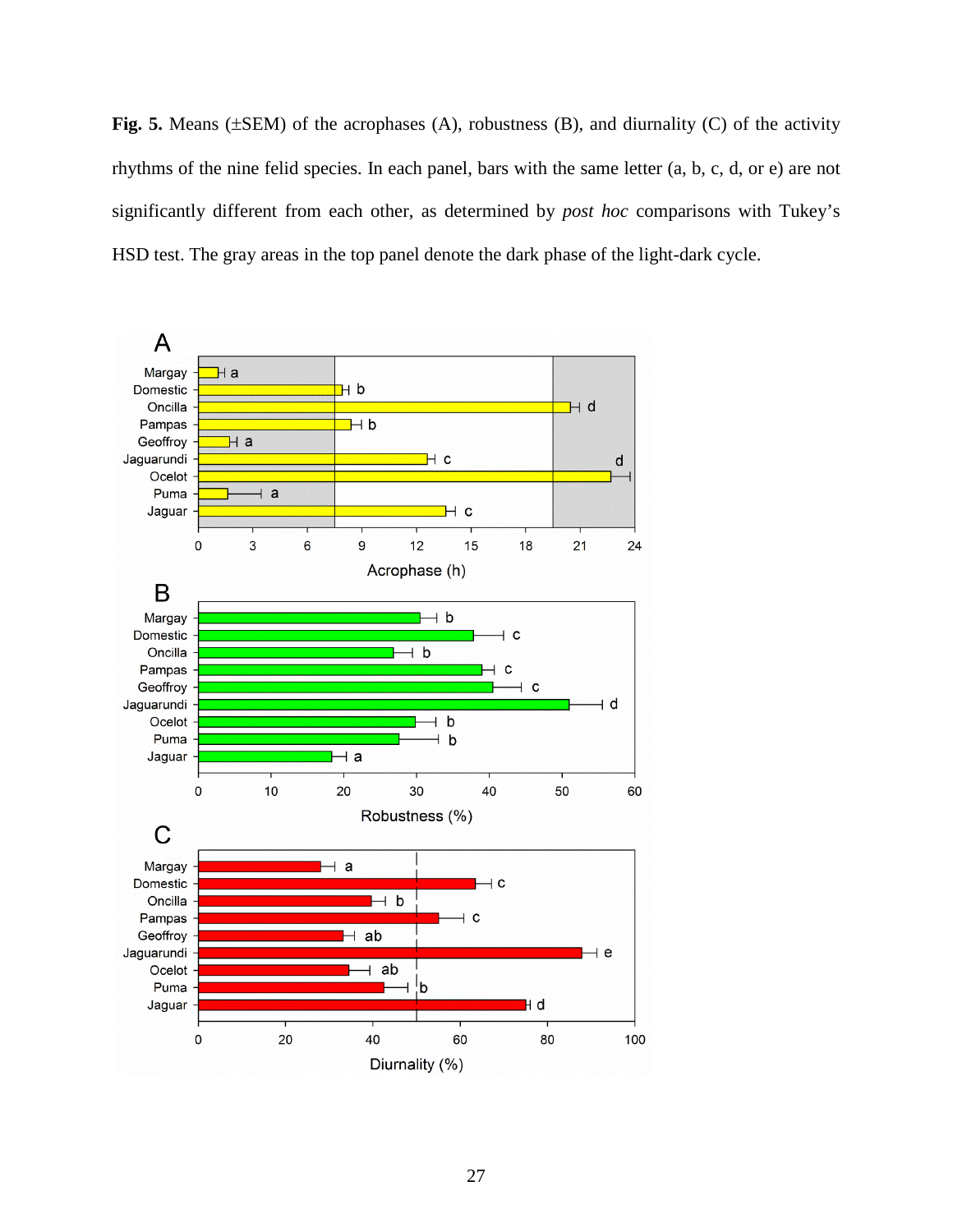**Fig. 5.** Means (±SEM) of the acrophases (A), robustness (B), and diurnality (C) of the activity rhythms of the nine felid species. In each panel, bars with the same letter (a, b, c, d, or e) are not significantly different from each other, as determined by *post hoc* comparisons with Tukey's HSD test. The gray areas in the top panel denote the dark phase of the light-dark cycle.

A

Margay a
Domestic b
Oncilla d
Pampas b
Geoffroy a
Jaguarundi c
Ocelot d
Puma a
Jaguar c

0 3 6 9 12 15 18 21 24

Acrophase (h)

B

Margay b
Domestic c
Oncilla b
Pampas c
Geoffroy c
Jaguarundi d
Ocelot b
Puma b
Jaguar a

0 10 20 30 40 50 60

Robustness (%)

C

Margay a
Domestic c
Oncilla b
Pampas c
Geoffroy ab
Jaguarundi e
Ocelot ab
Puma b
Jaguar d

0 20 40 60 80 100

Diurnality (%)